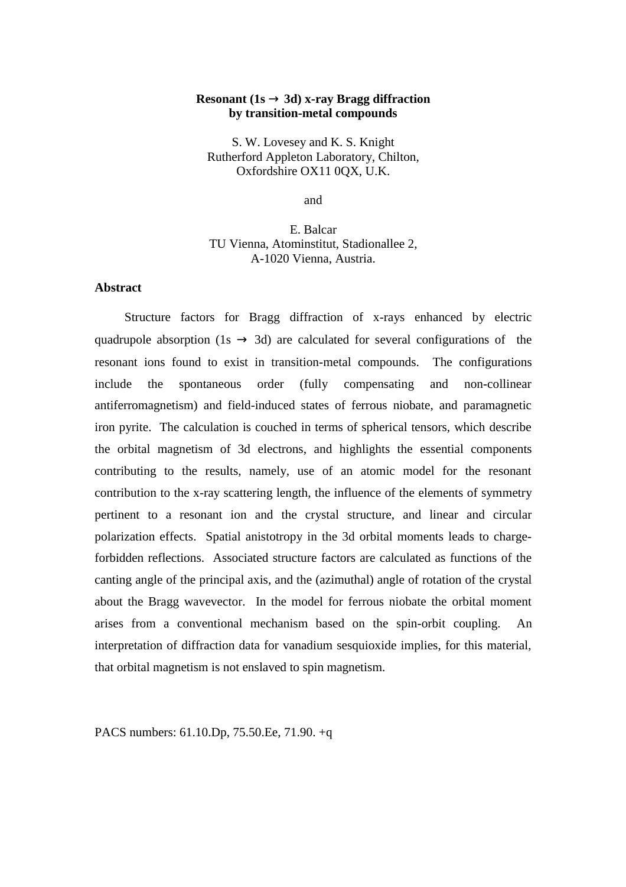# Resonant (1s $\rightarrow$ 3d) x-ray Bragg diffraction by transition-metal compounds

S. W. Lovesey and K. S. Knight
Rutherford Appleton Laboratory, Chilton,
Oxfordshire OX11 0QX, U.K.

and

E. Balcar
TU Vienna, Atominstitut, Stadionallee 2,
A-1020 Vienna, Austria.

## Abstract

Structure factors for Bragg diffraction of x-rays enhanced by electric quadrupole absorption (1s $\rightarrow$ 3d) are calculated for several configurations of the resonant ions found to exist in transition-metal compounds. The configurations include the spontaneous order (fully compensating and non-collinear antiferromagnetism) and field-induced states of ferrous niobate, and paramagnetic iron pyrite. The calculation is couched in terms of spherical tensors, which describe the orbital magnetism of 3d electrons, and highlights the essential components contributing to the results, namely, use of an atomic model for the resonant contribution to the x-ray scattering length, the influence of the elements of symmetry pertinent to a resonant ion and the crystal structure, and linear and circular polarization effects. Spatial anistotropy in the 3d orbital moments leads to charge-forbidden reflections. Associated structure factors are calculated as functions of the canting angle of the principal axis, and the (azimuthal) angle of rotation of the crystal about the Bragg wavevector. In the model for ferrous niobate the orbital moment arises from a conventional mechanism based on the spin-orbit coupling. An interpretation of diffraction data for vanadium sesquioxide implies, for this material, that orbital magnetism is not enslaved to spin magnetism.

PACS numbers: 61.10.Dp, 75.50.Ee, 71.90. +q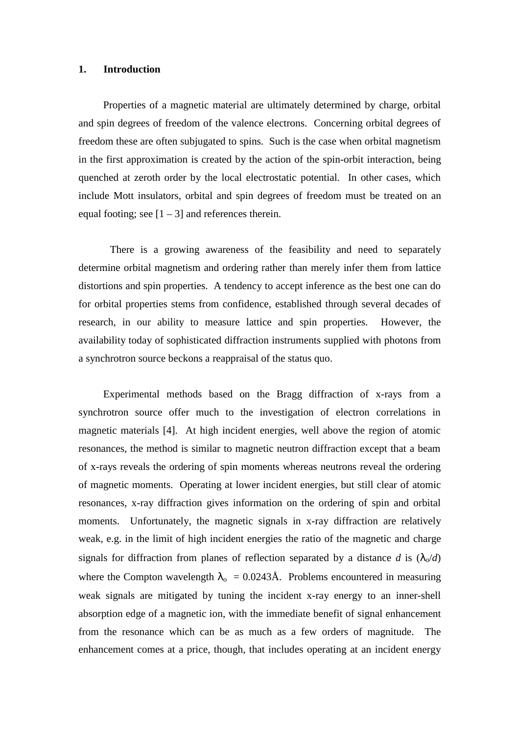## 1. Introduction

Properties of a magnetic material are ultimately determined by charge, orbital and spin degrees of freedom of the valence electrons. Concerning orbital degrees of freedom these are often subjugated to spins. Such is the case when orbital magnetism in the first approximation is created by the action of the spin-orbit interaction, being quenched at zeroth order by the local electrostatic potential. In other cases, which include Mott insulators, orbital and spin degrees of freedom must be treated on an equal footing; see [1 – 3] and references therein.

There is a growing awareness of the feasibility and need to separately determine orbital magnetism and ordering rather than merely infer them from lattice distortions and spin properties. A tendency to accept inference as the best one can do for orbital properties stems from confidence, established through several decades of research, in our ability to measure lattice and spin properties. However, the availability today of sophisticated diffraction instruments supplied with photons from a synchrotron source beckons a reappraisal of the status quo.

Experimental methods based on the Bragg diffraction of x-rays from a synchrotron source offer much to the investigation of electron correlations in magnetic materials [4]. At high incident energies, well above the region of atomic resonances, the method is similar to magnetic neutron diffraction except that a beam of x-rays reveals the ordering of spin moments whereas neutrons reveal the ordering of magnetic moments. Operating at lower incident energies, but still clear of atomic resonances, x-ray diffraction gives information on the ordering of spin and orbital moments. Unfortunately, the magnetic signals in x-ray diffraction are relatively weak, e.g. in the limit of high incident energies the ratio of the magnetic and charge signals for diffraction from planes of reflection separated by a distance $d$ is $(\lambda_o/d)$ where the Compton wavelength $\lambda_o = 0.0243$Å. Problems encountered in measuring weak signals are mitigated by tuning the incident x-ray energy to an inner-shell absorption edge of a magnetic ion, with the immediate benefit of signal enhancement from the resonance which can be as much as a few orders of magnitude. The enhancement comes at a price, though, that includes operating at an incident energy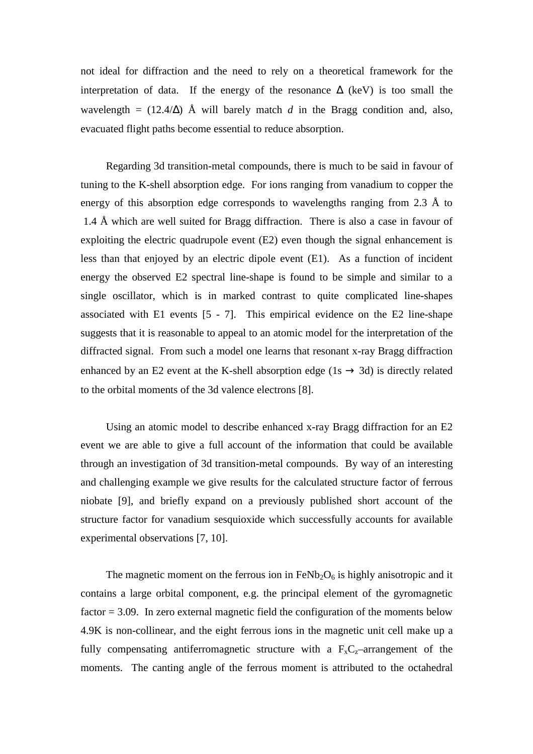not ideal for diffraction and the need to rely on a theoretical framework for the interpretation of data. If the energy of the resonance $\Delta$ (keV) is too small the wavelength = $(12.4/\Delta)$ Å will barely match $d$ in the Bragg condition and, also, evacuated flight paths become essential to reduce absorption.

Regarding 3d transition-metal compounds, there is much to be said in favour of tuning to the K-shell absorption edge. For ions ranging from vanadium to copper the energy of this absorption edge corresponds to wavelengths ranging from 2.3 Å to 1.4 Å which are well suited for Bragg diffraction. There is also a case in favour of exploiting the electric quadrupole event (E2) even though the signal enhancement is less than that enjoyed by an electric dipole event (E1). As a function of incident energy the observed E2 spectral line-shape is found to be simple and similar to a single oscillator, which is in marked contrast to quite complicated line-shapes associated with E1 events [5 - 7]. This empirical evidence on the E2 line-shape suggests that it is reasonable to appeal to an atomic model for the interpretation of the diffracted signal. From such a model one learns that resonant x-ray Bragg diffraction enhanced by an E2 event at the K-shell absorption edge (1s $\rightarrow$ 3d) is directly related to the orbital moments of the 3d valence electrons [8].

Using an atomic model to describe enhanced x-ray Bragg diffraction for an E2 event we are able to give a full account of the information that could be available through an investigation of 3d transition-metal compounds. By way of an interesting and challenging example we give results for the calculated structure factor of ferrous niobate [9], and briefly expand on a previously published short account of the structure factor for vanadium sesquioxide which successfully accounts for available experimental observations [7, 10].

The magnetic moment on the ferrous ion in $FeNb_2O_6$ is highly anisotropic and it contains a large orbital component, e.g. the principal element of the gyromagnetic factor = 3.09. In zero external magnetic field the configuration of the moments below 4.9K is non-collinear, and the eight ferrous ions in the magnetic unit cell make up a fully compensating antiferromagnetic structure with a $F_xC_z$–arrangement of the moments. The canting angle of the ferrous moment is attributed to the octahedral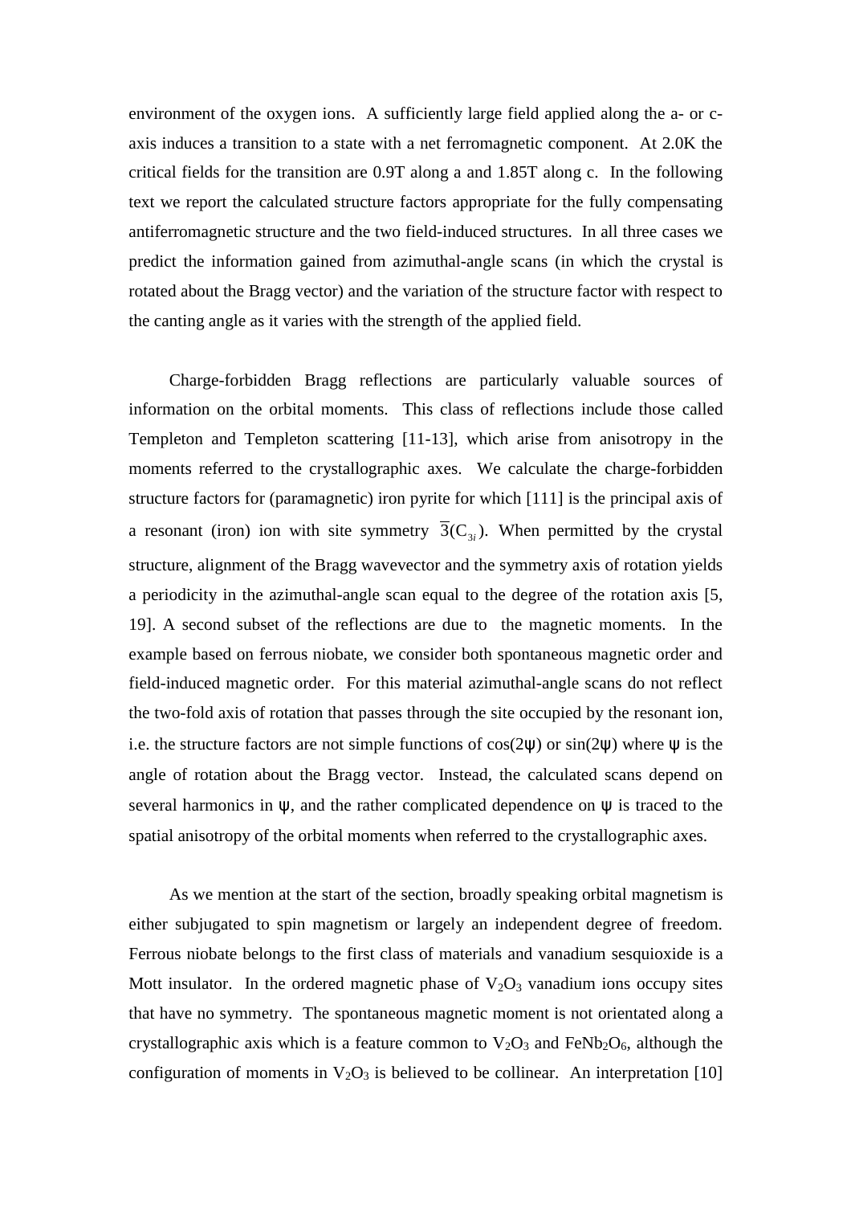environment of the oxygen ions. A sufficiently large field applied along the a- or c-axis induces a transition to a state with a net ferromagnetic component. At 2.0K the critical fields for the transition are 0.9T along a and 1.85T along c. In the following text we report the calculated structure factors appropriate for the fully compensating antiferromagnetic structure and the two field-induced structures. In all three cases we predict the information gained from azimuthal-angle scans (in which the crystal is rotated about the Bragg vector) and the variation of the structure factor with respect to the canting angle as it varies with the strength of the applied field.

Charge-forbidden Bragg reflections are particularly valuable sources of information on the orbital moments. This class of reflections include those called Templeton and Templeton scattering [11-13], which arise from anisotropy in the moments referred to the crystallographic axes. We calculate the charge-forbidden structure factors for (paramagnetic) iron pyrite for which [111] is the principal axis of a resonant (iron) ion with site symmetry $\bar{3}(C_{3i})$. When permitted by the crystal structure, alignment of the Bragg wavevector and the symmetry axis of rotation yields a periodicity in the azimuthal-angle scan equal to the degree of the rotation axis [5, 19]. A second subset of the reflections are due to the magnetic moments. In the example based on ferrous niobate, we consider both spontaneous magnetic order and field-induced magnetic order. For this material azimuthal-angle scans do not reflect the two-fold axis of rotation that passes through the site occupied by the resonant ion, i.e. the structure factors are not simple functions of $\cos(2\psi)$ or $\sin(2\psi)$ where $\psi$ is the angle of rotation about the Bragg vector. Instead, the calculated scans depend on several harmonics in $\psi$, and the rather complicated dependence on $\psi$ is traced to the spatial anisotropy of the orbital moments when referred to the crystallographic axes.

As we mention at the start of the section, broadly speaking orbital magnetism is either subjugated to spin magnetism or largely an independent degree of freedom. Ferrous niobate belongs to the first class of materials and vanadium sesquioxide is a Mott insulator. In the ordered magnetic phase of $V_2O_3$ vanadium ions occupy sites that have no symmetry. The spontaneous magnetic moment is not orientated along a crystallographic axis which is a feature common to $V_2O_3$ and $FeNb_2O_6$, although the configuration of moments in $V_2O_3$ is believed to be collinear. An interpretation [10]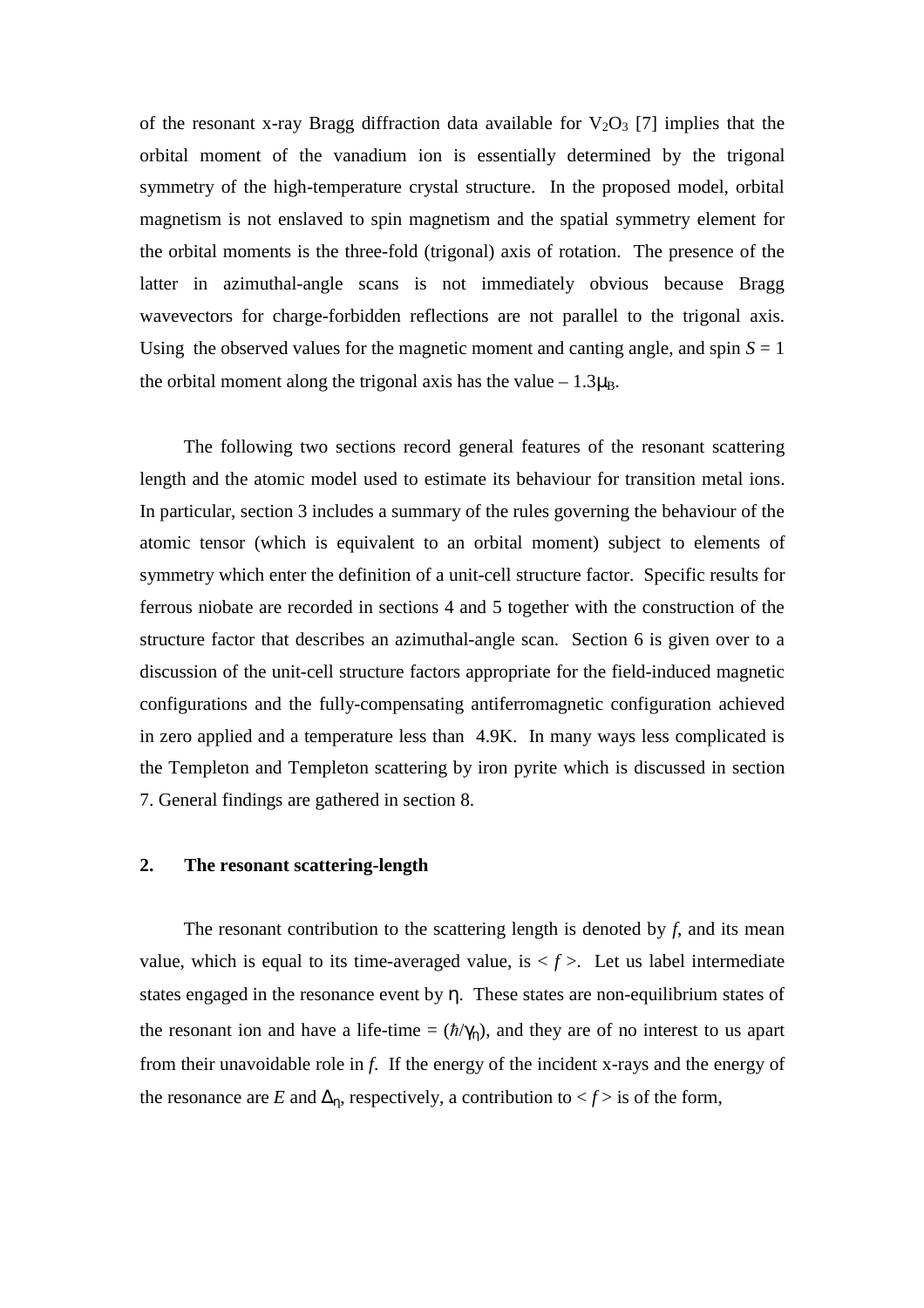of the resonant x-ray Bragg diffraction data available for $V_2O_3$ [7] implies that the orbital moment of the vanadium ion is essentially determined by the trigonal symmetry of the high-temperature crystal structure. In the proposed model, orbital magnetism is not enslaved to spin magnetism and the spatial symmetry element for the orbital moments is the three-fold (trigonal) axis of rotation. The presence of the latter in azimuthal-angle scans is not immediately obvious because Bragg wavevectors for charge-forbidden reflections are not parallel to the trigonal axis. Using the observed values for the magnetic moment and canting angle, and spin $S = 1$ the orbital moment along the trigonal axis has the value $-1.3\mu_B$.

The following two sections record general features of the resonant scattering length and the atomic model used to estimate its behaviour for transition metal ions. In particular, section 3 includes a summary of the rules governing the behaviour of the atomic tensor (which is equivalent to an orbital moment) subject to elements of symmetry which enter the definition of a unit-cell structure factor. Specific results for ferrous niobate are recorded in sections 4 and 5 together with the construction of the structure factor that describes an azimuthal-angle scan. Section 6 is given over to a discussion of the unit-cell structure factors appropriate for the field-induced magnetic configurations and the fully-compensating antiferromagnetic configuration achieved in zero applied and a temperature less than 4.9K. In many ways less complicated is the Templeton and Templeton scattering by iron pyrite which is discussed in section 7. General findings are gathered in section 8.

## 2. The resonant scattering-length

The resonant contribution to the scattering length is denoted by $f$, and its mean value, which is equal to its time-averaged value, is $< f >$. Let us label intermediate states engaged in the resonance event by $\eta$. These states are non-equilibrium states of the resonant ion and have a life-time = $(\hbar/\gamma_\eta)$, and they are of no interest to us apart from their unavoidable role in $f$. If the energy of the incident x-rays and the energy of the resonance are $E$ and $\Delta_\eta$, respectively, a contribution to $< f >$ is of the form,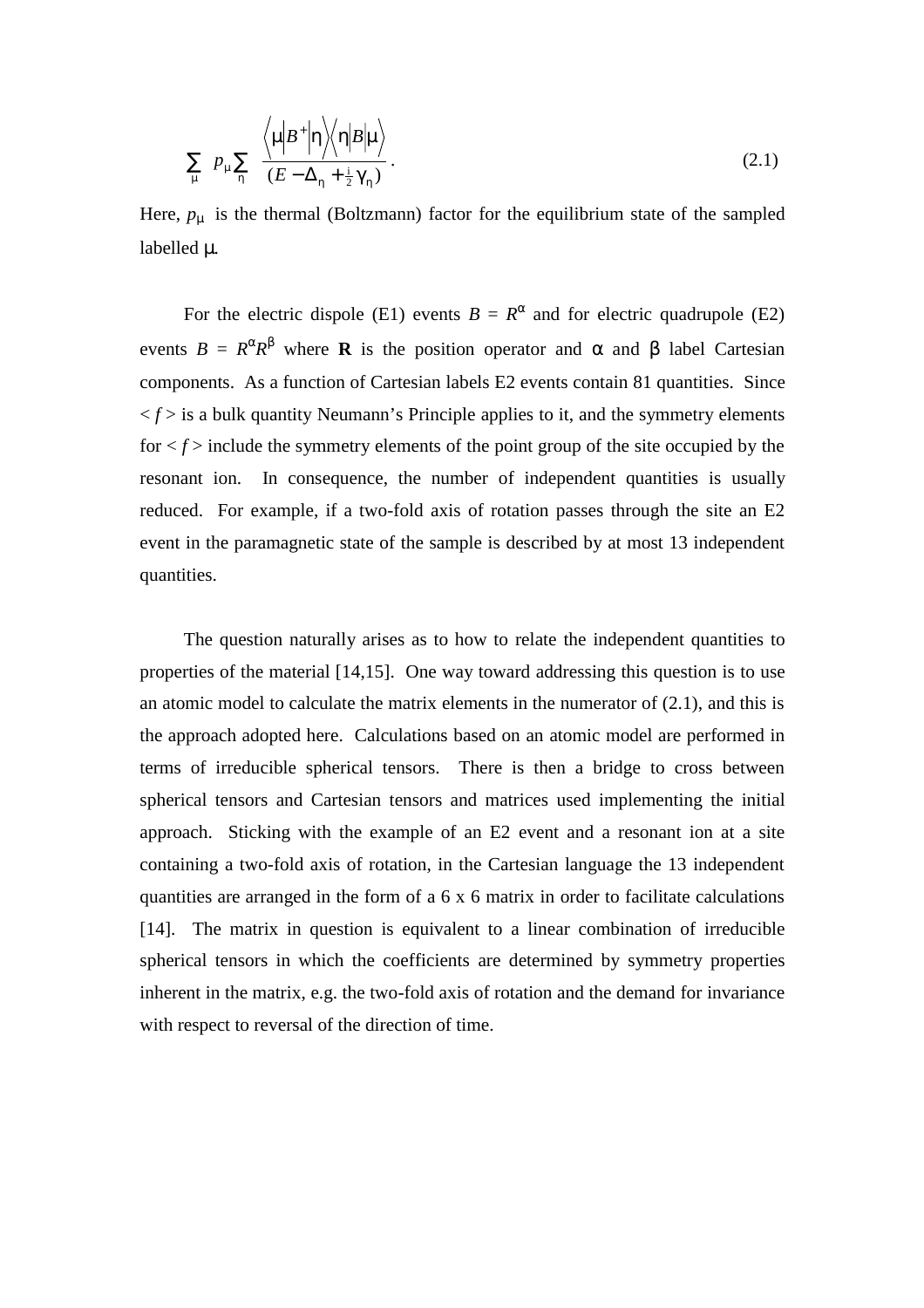$$\sum_{\mu} p_{\mu} \sum_{\eta} \frac{\langle \mu | B^{+} | \eta \rangle \langle \eta | B | \mu \rangle}{(E - \Delta_{\eta} + \frac{i}{2} \gamma_{\eta})} . \tag{2.1}$$

Here, $p_{\mu}$ is the thermal (Boltzmann) factor for the equilibrium state of the sampled labelled $\mu$.

For the electric dispole (E1) events $B = R^{\alpha}$ and for electric quadrupole (E2) events $B = R^{\alpha}R^{\beta}$ where **R** is the position operator and $\alpha$ and $\beta$ label Cartesian components. As a function of Cartesian labels E2 events contain 81 quantities. Since $< f >$ is a bulk quantity Neumann's Principle applies to it, and the symmetry elements for $< f >$ include the symmetry elements of the point group of the site occupied by the resonant ion. In consequence, the number of independent quantities is usually reduced. For example, if a two-fold axis of rotation passes through the site an E2 event in the paramagnetic state of the sample is described by at most 13 independent quantities.

The question naturally arises as to how to relate the independent quantities to properties of the material [14,15]. One way toward addressing this question is to use an atomic model to calculate the matrix elements in the numerator of (2.1), and this is the approach adopted here. Calculations based on an atomic model are performed in terms of irreducible spherical tensors. There is then a bridge to cross between spherical tensors and Cartesian tensors and matrices used implementing the initial approach. Sticking with the example of an E2 event and a resonant ion at a site containing a two-fold axis of rotation, in the Cartesian language the 13 independent quantities are arranged in the form of a 6 x 6 matrix in order to facilitate calculations [14]. The matrix in question is equivalent to a linear combination of irreducible spherical tensors in which the coefficients are determined by symmetry properties inherent in the matrix, e.g. the two-fold axis of rotation and the demand for invariance with respect to reversal of the direction of time.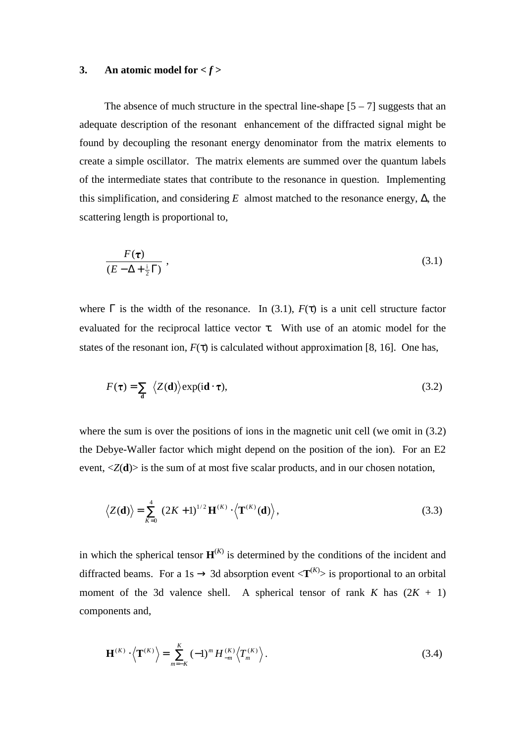### 3. An atomic model for < *f* >

The absence of much structure in the spectral line-shape [5 – 7] suggests that an adequate description of the resonant enhancement of the diffracted signal might be found by decoupling the resonant energy denominator from the matrix elements to create a simple oscillator. The matrix elements are summed over the quantum labels of the intermediate states that contribute to the resonance in question. Implementing this simplification, and considering $E$ almost matched to the resonance energy, $\Delta$, the scattering length is proportional to,

$$\frac{F(\boldsymbol{\tau})}{(E - \Delta + \frac{i}{2}\Gamma)} \ , \tag{3.1}$$

where $\Gamma$ is the width of the resonance. In (3.1), $F(\tau)$ is a unit cell structure factor evaluated for the reciprocal lattice vector $\tau$. With use of an atomic model for the states of the resonant ion, $F(\tau)$ is calculated without approximation [8, 16]. One has,

$$F(\boldsymbol{\tau}) = \sum_{\mathbf{d}} \ \langle Z(\mathbf{d}) \rangle \exp(i\mathbf{d} \cdot \boldsymbol{\tau}), \tag{3.2}$$

where the sum is over the positions of ions in the magnetic unit cell (we omit in (3.2) the Debye-Waller factor which might depend on the position of the ion). For an E2 event, $\langle Z(\mathbf{d}) \rangle$ is the sum of at most five scalar products, and in our chosen notation,

$$\langle Z(\mathbf{d}) \rangle = \sum_{K=0}^{4} \ (2K+1)^{1/2} \, \mathbf{H}^{(K)} \cdot \langle \mathbf{T}^{(K)}(\mathbf{d}) \rangle \, , \tag{3.3}$$

in which the spherical tensor $\mathbf{H}^{(K)}$ is determined by the conditions of the incident and diffracted beams. For a 1s $\rightarrow$ 3d absorption event $\langle \mathbf{T}^{(K)} \rangle$ is proportional to an orbital moment of the 3d valence shell. A spherical tensor of rank $K$ has $(2K + 1)$ components and,

$$\mathbf{H}^{(K)} \cdot \langle \mathbf{T}^{(K)} \rangle = \sum_{m=-K}^{K} (-1)^m \, H_{-m}^{(K)} \langle T_m^{(K)} \rangle \, . \tag{3.4}$$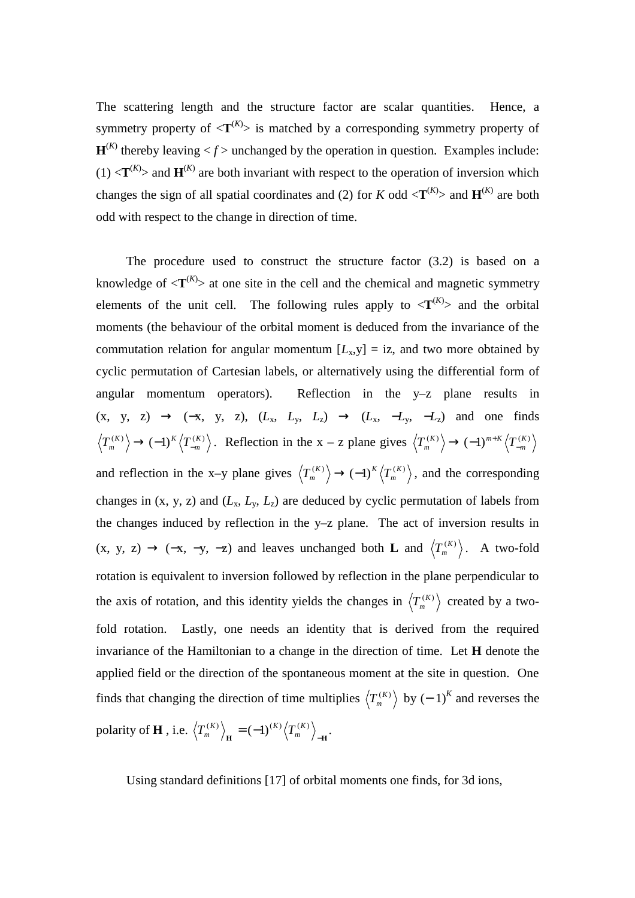The scattering length and the structure factor are scalar quantities. Hence, a symmetry property of $<\mathbf{T}^{(K)}>$ is matched by a corresponding symmetry property of $\mathbf{H}^{(K)}$ thereby leaving $< f >$ unchanged by the operation in question. Examples include: (1) $<\mathbf{T}^{(K)}>$ and $\mathbf{H}^{(K)}$ are both invariant with respect to the operation of inversion which changes the sign of all spatial coordinates and (2) for $K$ odd $<\mathbf{T}^{(K)}>$ and $\mathbf{H}^{(K)}$ are both odd with respect to the change in direction of time.

The procedure used to construct the structure factor (3.2) is based on a knowledge of $<\mathbf{T}^{(K)}>$ at one site in the cell and the chemical and magnetic symmetry elements of the unit cell. The following rules apply to $<\mathbf{T}^{(K)}>$ and the orbital moments (the behaviour of the orbital moment is deduced from the invariance of the commutation relation for angular momentum $[L_x, y] = iz$, and two more obtained by cyclic permutation of Cartesian labels, or alternatively using the differential form of angular momentum operators). Reflection in the y–z plane results in (x, y, z) → (−x, y, z), $(L_x, L_y, L_z) \rightarrow (L_x, -L_y, -L_z)$ and one finds $\langle T_m^{(K)} \rangle \rightarrow (-1)^K \langle T_{-m}^{(K)} \rangle$. Reflection in the x – z plane gives $\langle T_m^{(K)} \rangle \rightarrow (-1)^{m+K} \langle T_{-m}^{(K)} \rangle$ and reflection in the x–y plane gives $\langle T_m^{(K)} \rangle \rightarrow (-1)^K \langle T_m^{(K)} \rangle$, and the corresponding changes in (x, y, z) and $(L_x, L_y, L_z)$ are deduced by cyclic permutation of labels from the changes induced by reflection in the y–z plane. The act of inversion results in (x, y, z) → (−x, −y, −z) and leaves unchanged both $\mathbf{L}$ and $\langle T_m^{(K)} \rangle$. A two-fold rotation is equivalent to inversion followed by reflection in the plane perpendicular to the axis of rotation, and this identity yields the changes in $\langle T_m^{(K)} \rangle$ created by a two-fold rotation. Lastly, one needs an identity that is derived from the required invariance of the Hamiltonian to a change in the direction of time. Let $\mathbf{H}$ denote the applied field or the direction of the spontaneous moment at the site in question. One finds that changing the direction of time multiplies $\langle T_m^{(K)} \rangle$ by $(-1)^K$ and reverses the polarity of $\mathbf{H}$, i.e. $\langle T_m^{(K)} \rangle_{\mathbf{H}} = (-1)^{(K)} \langle T_m^{(K)} \rangle_{-\mathbf{H}}$.

Using standard definitions [17] of orbital moments one finds, for 3d ions,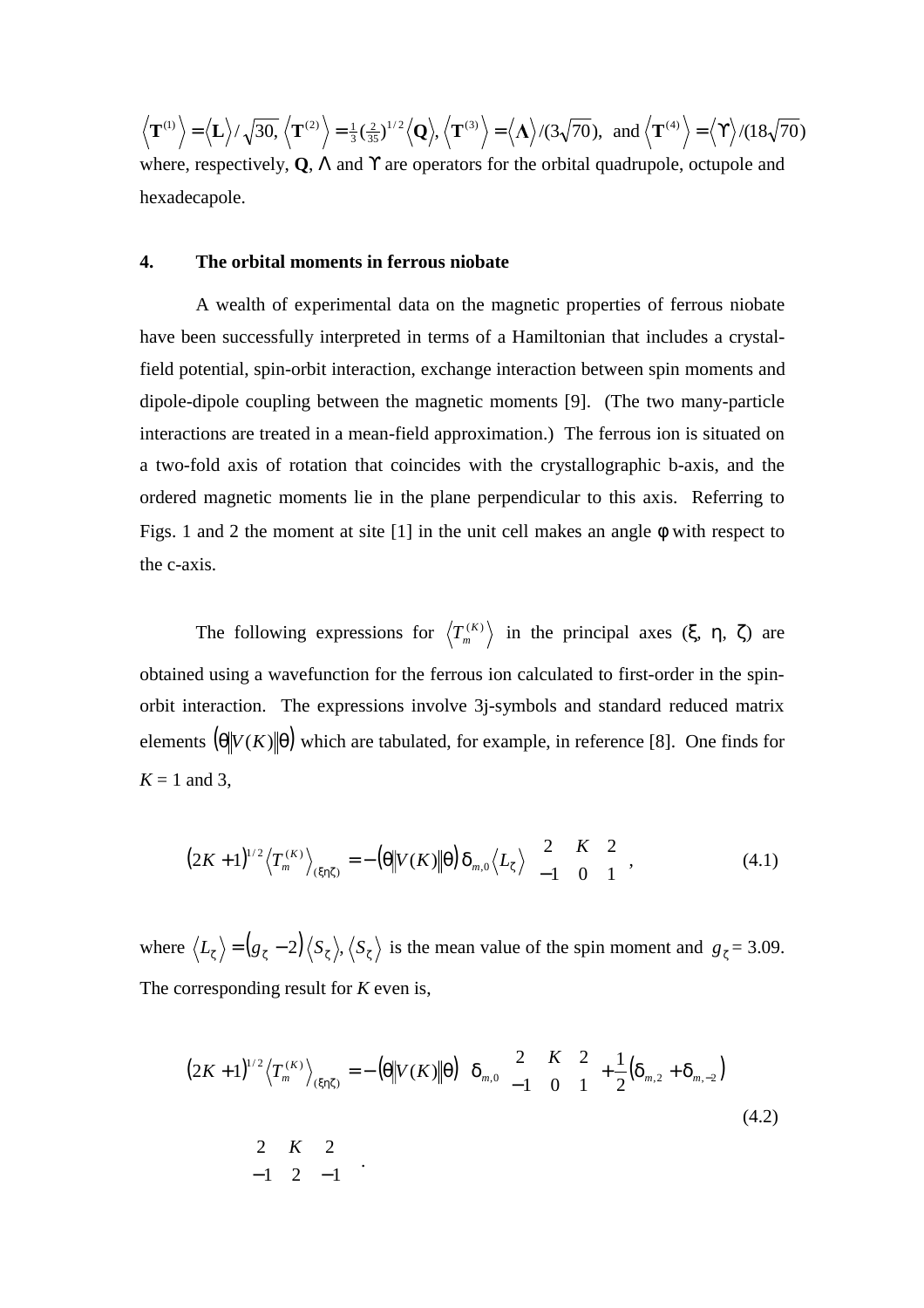$\langle \mathbf{T}^{(1)} \rangle = \langle \mathbf{L} \rangle / \sqrt{30}$, $\langle \mathbf{T}^{(2)} \rangle = \frac{1}{3}(\frac{2}{35})^{1/2} \langle \mathbf{Q} \rangle$, $\langle \mathbf{T}^{(3)} \rangle = \langle \mathbf{\Lambda} \rangle / (3\sqrt{70})$, and $\langle \mathbf{T}^{(4)} \rangle = \langle \Upsilon \rangle / (18\sqrt{70})$ where, respectively, $\mathbf{Q}$, $\Lambda$ and $\Upsilon$ are operators for the orbital quadrupole, octupole and hexadecapole.

## 4. The orbital moments in ferrous niobate

A wealth of experimental data on the magnetic properties of ferrous niobate have been successfully interpreted in terms of a Hamiltonian that includes a crystal-field potential, spin-orbit interaction, exchange interaction between spin moments and dipole-dipole coupling between the magnetic moments [9]. (The two many-particle interactions are treated in a mean-field approximation.) The ferrous ion is situated on a two-fold axis of rotation that coincides with the crystallographic b-axis, and the ordered magnetic moments lie in the plane perpendicular to this axis. Referring to Figs. 1 and 2 the moment at site [1] in the unit cell makes an angle $\varphi$ with respect to the c-axis.

The following expressions for $\langle T^{(K)}_m \rangle$ in the principal axes ($\xi$, $\eta$, $\zeta$) are obtained using a wavefunction for the ferrous ion calculated to first-order in the spin-orbit interaction. The expressions involve 3j-symbols and standard reduced matrix elements $(\theta \| V(K) \| \theta)$ which are tabulated, for example, in reference [8]. One finds for $K$ = 1 and 3,

$$(2K+1)^{1/2} \langle T^{(K)}_m \rangle_{(\xi\eta\zeta)} = -(\theta \| V(K) \| \theta)\, \delta_{m,0} \langle L_\zeta \rangle \begin{pmatrix} 2 & K & 2 \\ -1 & 0 & 1 \end{pmatrix}, \tag{4.1}$$

where $\langle L_\zeta \rangle = (g_\zeta - 2) \langle S_\zeta \rangle$, $\langle S_\zeta \rangle$ is the mean value of the spin moment and $g_\zeta = 3.09$. The corresponding result for $K$ even is,

$$(2K+1)^{1/2} \langle T^{(K)}_m \rangle_{(\xi\eta\zeta)} = -(\theta \| V(K) \| \theta) \left\{ \delta_{m,0} \begin{pmatrix} 2 & K & 2 \\ -1 & 0 & 1 \end{pmatrix} + \frac{1}{2}(\delta_{m,2} + \delta_{m,-2}) \begin{pmatrix} 2 & K & 2 \\ -1 & 2 & -1 \end{pmatrix} \right\}. \tag{4.2}$$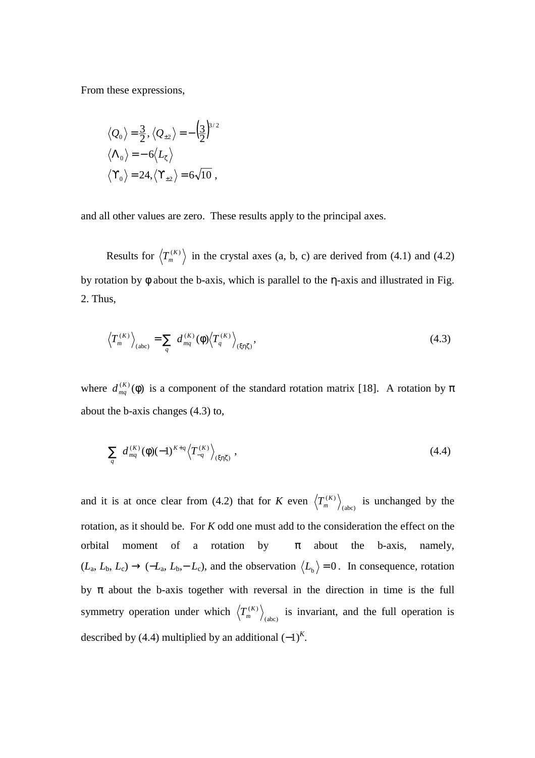From these expressions,

$$
\begin{aligned}
&\langle Q_0 \rangle = \frac{3}{2}, \langle Q_{\pm 2} \rangle = -\left(\frac{3}{2}\right)^{3/2} \\
&\langle \Lambda_0 \rangle = -6 \langle L_\zeta \rangle \\
&\langle \Upsilon_0 \rangle = 24, \langle \Upsilon_{\pm 2} \rangle = 6\sqrt{10}\ ,
\end{aligned}
$$

and all other values are zero. These results apply to the principal axes.

Results for $\langle T_m^{(K)} \rangle$ in the crystal axes (a, b, c) are derived from (4.1) and (4.2) by rotation by $\phi$ about the b-axis, which is parallel to the $\eta$-axis and illustrated in Fig. 2. Thus,

$$
\langle T_m^{(K)} \rangle_{(\mathrm{abc})} = \sum_q d_{mq}^{(K)}(\phi) \langle T_q^{(K)} \rangle_{(\xi\eta\zeta)}, \tag{4.3}
$$

where $d_{mq}^{(K)}(\phi)$ is a component of the standard rotation matrix [18]. A rotation by $\pi$ about the b-axis changes (4.3) to,

$$
\sum_q d_{mq}^{(K)}(\phi)(-1)^{K+q} \langle T_{-q}^{(K)} \rangle_{(\xi\eta\zeta)}\ , \tag{4.4}
$$

and it is at once clear from (4.2) that for $K$ even $\langle T_m^{(K)} \rangle_{(\mathrm{abc})}$ is unchanged by the rotation, as it should be. For $K$ odd one must add to the consideration the effect on the orbital moment of a rotation by $\pi$ about the b-axis, namely, $(L_\mathrm{a}, L_\mathrm{b}, L_\mathrm{c}) \rightarrow (-L_\mathrm{a}, L_\mathrm{b}, -L_\mathrm{c})$, and the observation $\langle L_\mathrm{b} \rangle = 0$. In consequence, rotation by $\pi$ about the b-axis together with reversal in the direction in time is the full symmetry operation under which $\langle T_m^{(K)} \rangle_{(\mathrm{abc})}$ is invariant, and the full operation is described by (4.4) multiplied by an additional $(-1)^K$.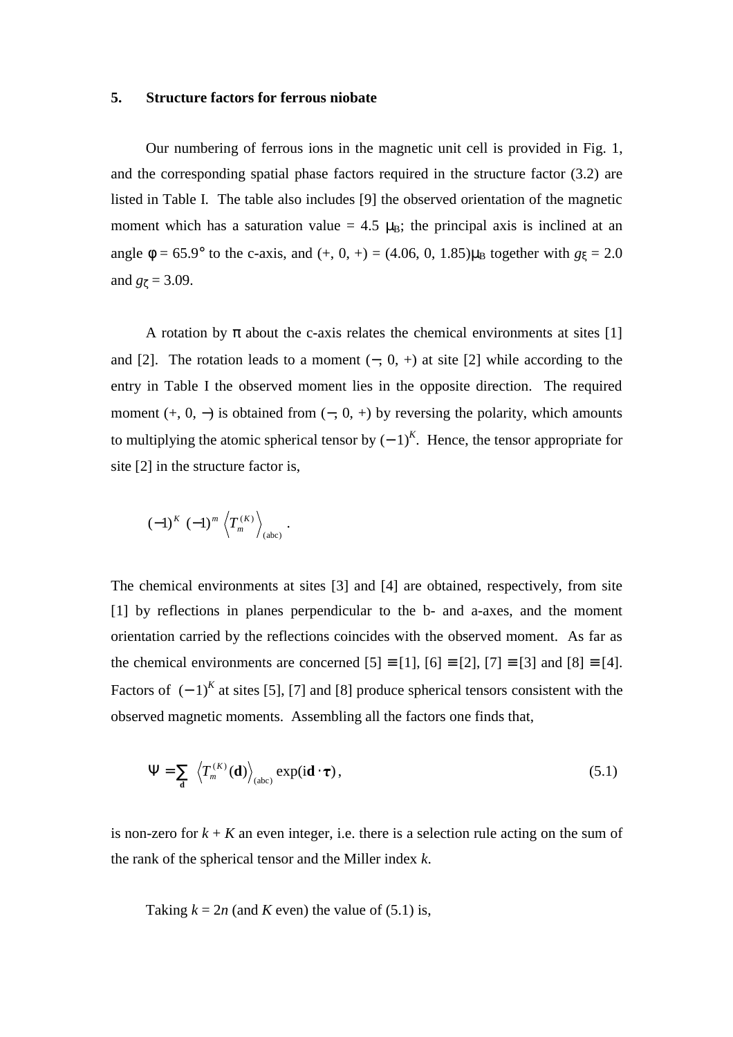## 5. Structure factors for ferrous niobate

Our numbering of ferrous ions in the magnetic unit cell is provided in Fig. 1, and the corresponding spatial phase factors required in the structure factor (3.2) are listed in Table I. The table also includes [9] the observed orientation of the magnetic moment which has a saturation value = 4.5 $\mu_B$; the principal axis is inclined at an angle $\phi = 65.9°$ to the c-axis, and (+, 0, +) = (4.06, 0, 1.85)$\mu_B$ together with $g_\xi = 2.0$ and $g_\zeta = 3.09$.

A rotation by $\pi$ about the c-axis relates the chemical environments at sites [1] and [2]. The rotation leads to a moment (−, 0, +) at site [2] while according to the entry in Table I the observed moment lies in the opposite direction. The required moment (+, 0, −) is obtained from (−, 0, +) by reversing the polarity, which amounts to multiplying the atomic spherical tensor by $(-1)^K$. Hence, the tensor appropriate for site [2] in the structure factor is,

$$(-1)^K \ (-1)^m \left\langle T_m^{(K)} \right\rangle_{(\mathrm{abc})} .$$

The chemical environments at sites [3] and [4] are obtained, respectively, from site [1] by reflections in planes perpendicular to the b- and a-axes, and the moment orientation carried by the reflections coincides with the observed moment. As far as the chemical environments are concerned [5] ≡ [1], [6] ≡ [2], [7] ≡ [3] and [8] ≡ [4]. Factors of $(-1)^K$ at sites [5], [7] and [8] produce spherical tensors consistent with the observed magnetic moments. Assembling all the factors one finds that,

$$\Psi = \sum_{\mathbf{d}} \left\langle T_m^{(K)}(\mathbf{d}) \right\rangle_{(\mathrm{abc})} \exp(\mathrm{i}\mathbf{d} \cdot \boldsymbol{\tau}) , \tag{5.1}$$

is non-zero for $k + K$ an even integer, i.e. there is a selection rule acting on the sum of the rank of the spherical tensor and the Miller index $k$.

Taking $k = 2n$ (and $K$ even) the value of (5.1) is,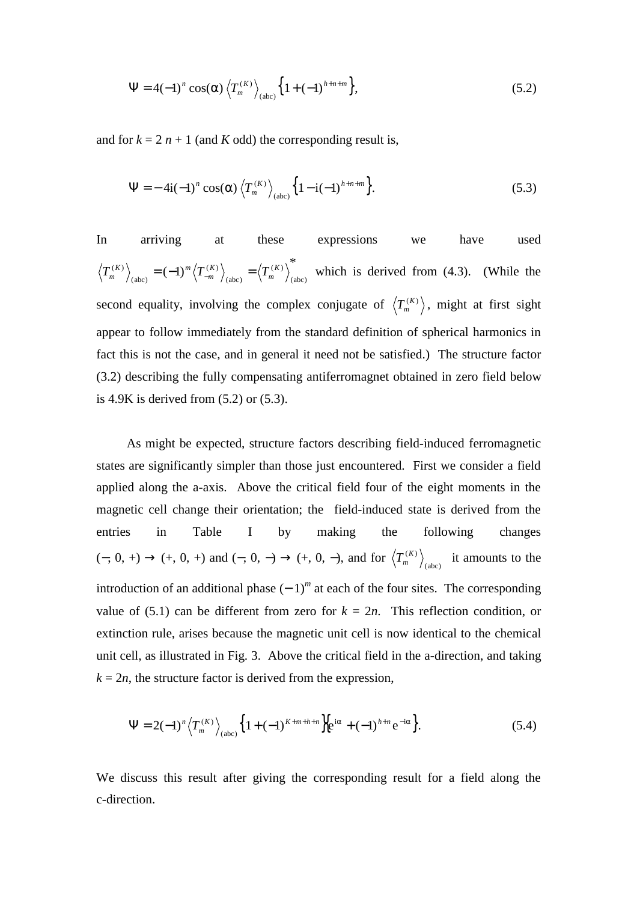$$\Psi = 4(-1)^n \cos(\alpha) \left\langle T_m^{(K)} \right\rangle_{(\mathrm{abc})} \left\{1 + (-1)^{h+n+m}\right\}, \tag{5.2}$$

and for $k = 2n + 1$ (and $K$ odd) the corresponding result is,

$$\Psi = -4\mathrm{i}(-1)^n \cos(\alpha) \left\langle T_m^{(K)} \right\rangle_{(\mathrm{abc})} \left\{1 - \mathrm{i}(-1)^{h+n+m}\right\}. \tag{5.3}$$

In arriving at these expressions we have used $\left\langle T_m^{(K)} \right\rangle_{(\mathrm{abc})} = (-1)^m \left\langle T_{-m}^{(K)} \right\rangle_{(\mathrm{abc})} = \left\langle T_m^{(K)} \right\rangle_{(\mathrm{abc})}^{*}$ which is derived from (4.3). (While the second equality, involving the complex conjugate of $\left\langle T_m^{(K)} \right\rangle$, might at first sight appear to follow immediately from the standard definition of spherical harmonics in fact this is not the case, and in general it need not be satisfied.) The structure factor (3.2) describing the fully compensating antiferromagnet obtained in zero field below is 4.9K is derived from (5.2) or (5.3).

As might be expected, structure factors describing field-induced ferromagnetic states are significantly simpler than those just encountered. First we consider a field applied along the a-axis. Above the critical field four of the eight moments in the magnetic cell change their orientation; the field-induced state is derived from the entries in Table I by making the following changes $(-, 0, +) \rightarrow (+, 0, +)$ and $(-, 0, -) \rightarrow (+, 0, -)$, and for $\left\langle T_m^{(K)} \right\rangle_{(\mathrm{abc})}$ it amounts to the introduction of an additional phase $(-1)^m$ at each of the four sites. The corresponding value of (5.1) can be different from zero for $k = 2n$. This reflection condition, or extinction rule, arises because the magnetic unit cell is now identical to the chemical unit cell, as illustrated in Fig. 3. Above the critical field in the a-direction, and taking $k = 2n$, the structure factor is derived from the expression,

$$\Psi = 2(-1)^n \left\langle T_m^{(K)} \right\rangle_{(\mathrm{abc})} \left\{1 + (-1)^{K+m+h+n}\right\}\left\{\mathrm{e}^{\mathrm{i}\alpha} + (-1)^{h+n}\,\mathrm{e}^{-\mathrm{i}\alpha}\right\}. \tag{5.4}$$

We discuss this result after giving the corresponding result for a field along the c-direction.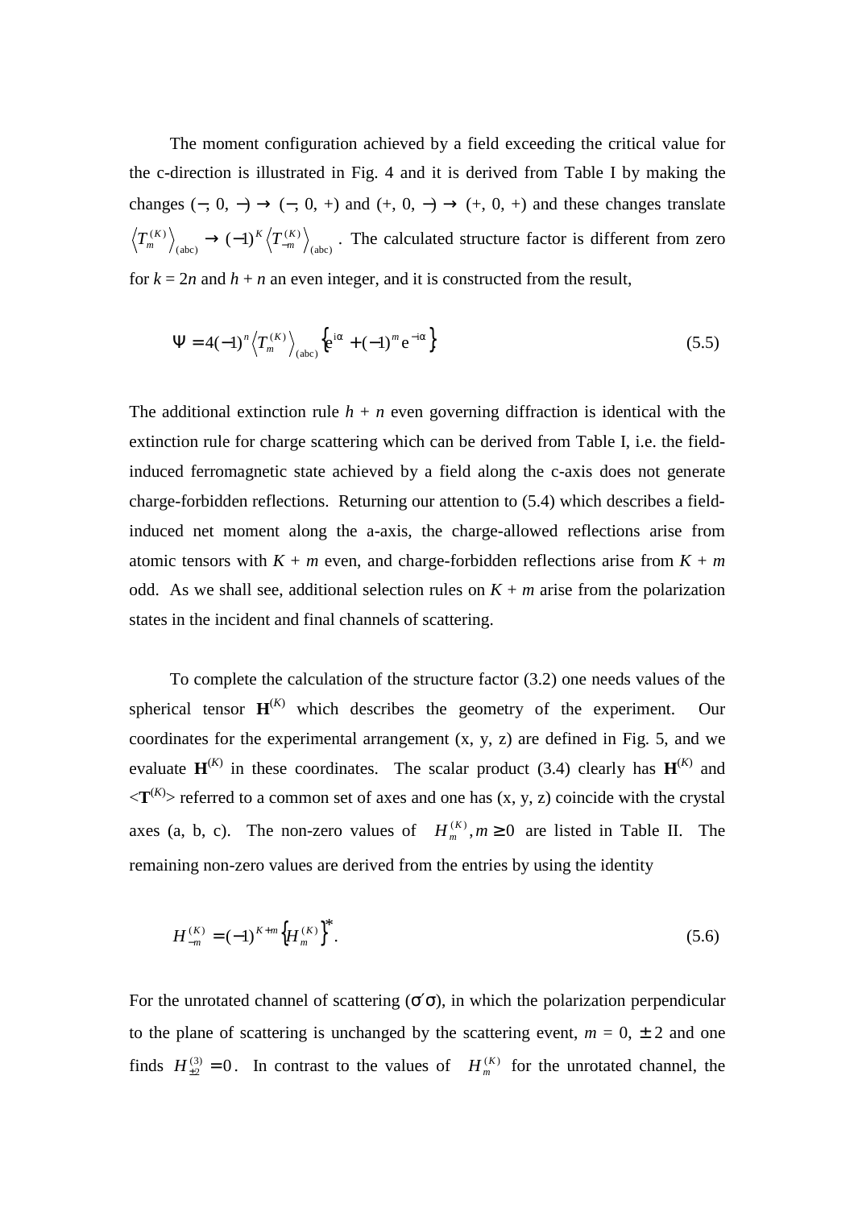The moment configuration achieved by a field exceeding the critical value for the c-direction is illustrated in Fig. 4 and it is derived from Table I by making the changes (−, 0, −) → (−, 0, +) and (+, 0, −) → (+, 0, +) and these changes translate $\langle T^{(K)}_m \rangle_{(\mathrm{abc})} \to (-1)^K \langle T^{(K)}_{-m} \rangle_{(\mathrm{abc})}$. The calculated structure factor is different from zero for $k = 2n$ and $h + n$ an even integer, and it is constructed from the result,

$$\Psi = 4(-1)^n \langle T^{(K)}_m \rangle_{(\mathrm{abc})} \left\{ \mathrm{e}^{\mathrm{i}\alpha} + (-1)^m \mathrm{e}^{-\mathrm{i}\alpha} \right\} \tag{5.5}$$

The additional extinction rule $h + n$ even governing diffraction is identical with the extinction rule for charge scattering which can be derived from Table I, i.e. the field-induced ferromagnetic state achieved by a field along the c-axis does not generate charge-forbidden reflections. Returning our attention to (5.4) which describes a field-induced net moment along the a-axis, the charge-allowed reflections arise from atomic tensors with $K + m$ even, and charge-forbidden reflections arise from $K + m$ odd. As we shall see, additional selection rules on $K + m$ arise from the polarization states in the incident and final channels of scattering.

To complete the calculation of the structure factor (3.2) one needs values of the spherical tensor $\mathbf{H}^{(K)}$ which describes the geometry of the experiment. Our coordinates for the experimental arrangement (x, y, z) are defined in Fig. 5, and we evaluate $\mathbf{H}^{(K)}$ in these coordinates. The scalar product (3.4) clearly has $\mathbf{H}^{(K)}$ and $\langle \mathbf{T}^{(K)} \rangle$ referred to a common set of axes and one has (x, y, z) coincide with the crystal axes (a, b, c). The non-zero values of $H^{(K)}_m, m \geq 0$ are listed in Table II. The remaining non-zero values are derived from the entries by using the identity

$$H^{(K)}_{-m} = (-1)^{K+m} \left\{ H^{(K)}_m \right\}^{*}. \tag{5.6}$$

For the unrotated channel of scattering ($\sigma'\sigma$), in which the polarization perpendicular to the plane of scattering is unchanged by the scattering event, $m = 0, \pm 2$ and one finds $H^{(3)}_{\pm 2} = 0$. In contrast to the values of $H^{(K)}_m$ for the unrotated channel, the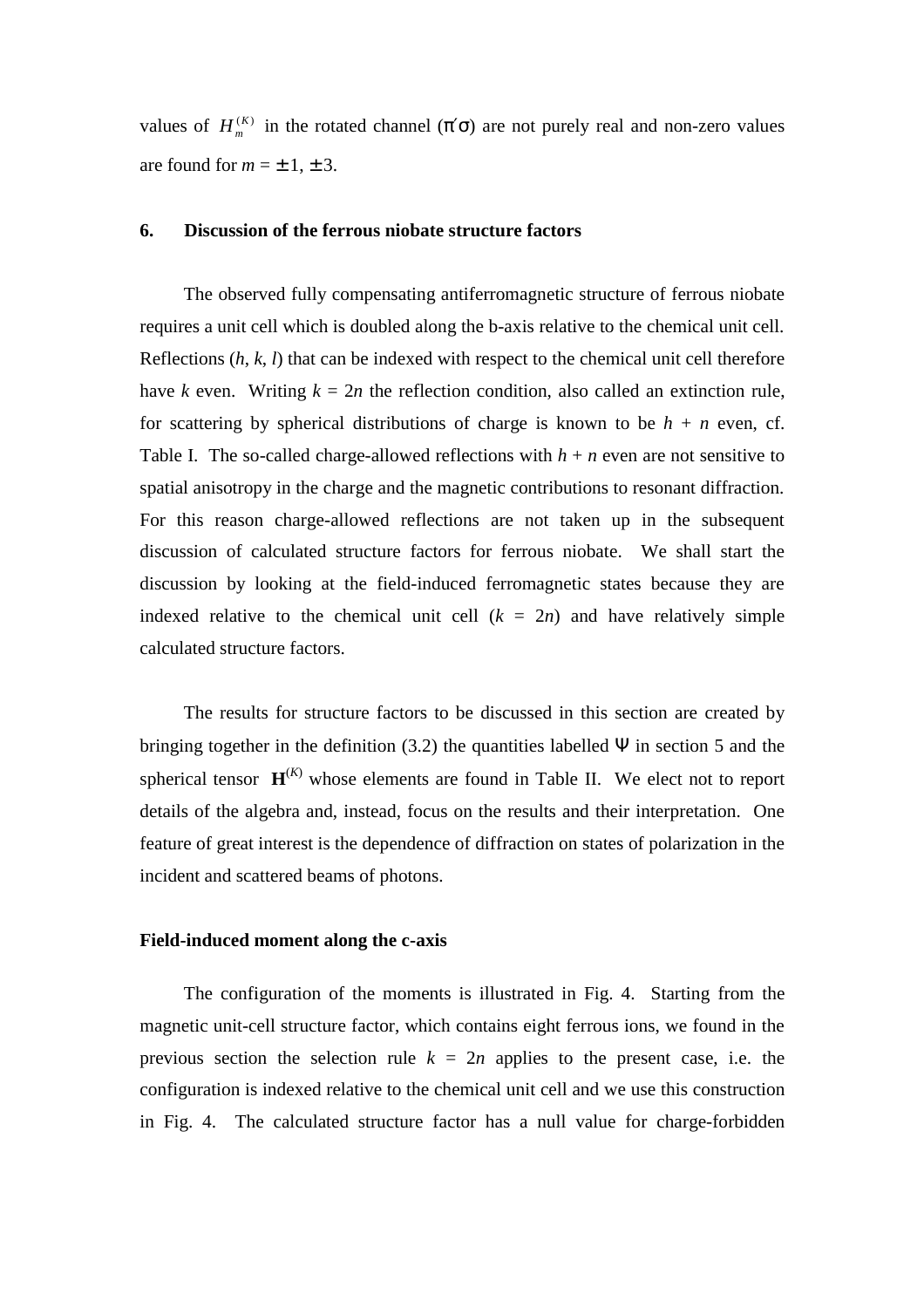values of $H_m^{(K)}$ in the rotated channel ($\pi'\sigma$) are not purely real and non-zero values are found for $m = \pm 1, \pm 3$.

## 6. Discussion of the ferrous niobate structure factors

The observed fully compensating antiferromagnetic structure of ferrous niobate requires a unit cell which is doubled along the b-axis relative to the chemical unit cell. Reflections ($h$, $k$, $l$) that can be indexed with respect to the chemical unit cell therefore have $k$ even. Writing $k = 2n$ the reflection condition, also called an extinction rule, for scattering by spherical distributions of charge is known to be $h + n$ even, cf. Table I. The so-called charge-allowed reflections with $h + n$ even are not sensitive to spatial anisotropy in the charge and the magnetic contributions to resonant diffraction. For this reason charge-allowed reflections are not taken up in the subsequent discussion of calculated structure factors for ferrous niobate. We shall start the discussion by looking at the field-induced ferromagnetic states because they are indexed relative to the chemical unit cell ($k = 2n$) and have relatively simple calculated structure factors.

The results for structure factors to be discussed in this section are created by bringing together in the definition (3.2) the quantities labelled $\Psi$ in section 5 and the spherical tensor $\mathbf{H}^{(K)}$ whose elements are found in Table II. We elect not to report details of the algebra and, instead, focus on the results and their interpretation. One feature of great interest is the dependence of diffraction on states of polarization in the incident and scattered beams of photons.

### Field-induced moment along the c-axis

The configuration of the moments is illustrated in Fig. 4. Starting from the magnetic unit-cell structure factor, which contains eight ferrous ions, we found in the previous section the selection rule $k = 2n$ applies to the present case, i.e. the configuration is indexed relative to the chemical unit cell and we use this construction in Fig. 4. The calculated structure factor has a null value for charge-forbidden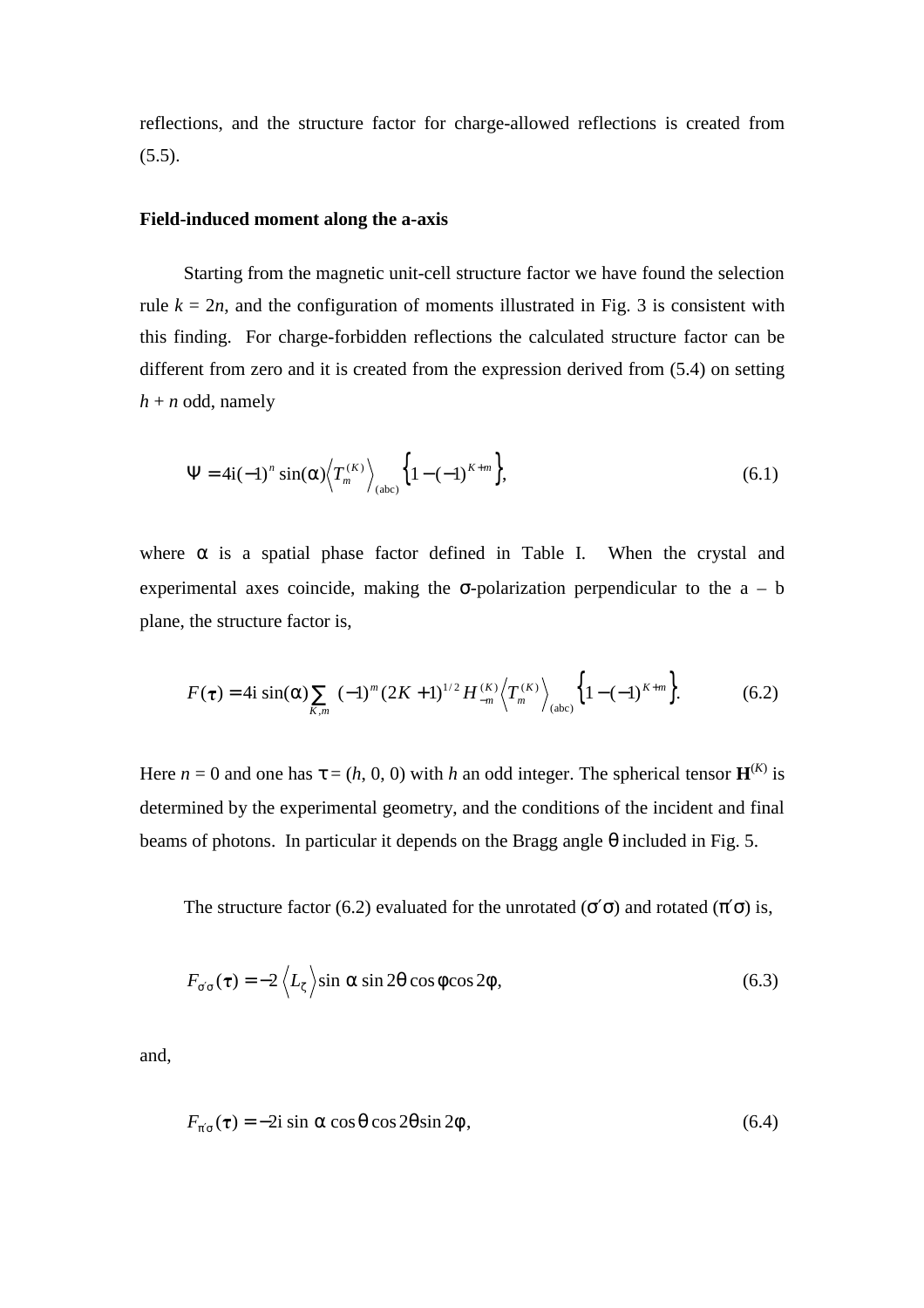reflections, and the structure factor for charge-allowed reflections is created from (5.5).

**Field-induced moment along the a-axis**

Starting from the magnetic unit-cell structure factor we have found the selection rule $k = 2n$, and the configuration of moments illustrated in Fig. 3 is consistent with this finding. For charge-forbidden reflections the calculated structure factor can be different from zero and it is created from the expression derived from (5.4) on setting $h + n$ odd, namely

$$\Psi = 4\mathrm{i}(-1)^{n}\sin(\alpha)\left\langle T^{(K)}_{m}\right\rangle_{(\mathrm{abc})}\left\{1-(-1)^{K+m}\right\}, \tag{6.1}$$

where $\alpha$ is a spatial phase factor defined in Table I. When the crystal and experimental axes coincide, making the σ-polarization perpendicular to the a – b plane, the structure factor is,

$$F(\tau) = 4\mathrm{i}\sin(\alpha)\sum_{K,m}(-1)^{m}(2K+1)^{1/2}H^{(K)}_{-m}\left\langle T^{(K)}_{m}\right\rangle_{(\mathrm{abc})}\left\{1-(-1)^{K+m}\right\}. \tag{6.2}$$

Here $n = 0$ and one has $\tau = (h, 0, 0)$ with $h$ an odd integer. The spherical tensor $\mathbf{H}^{(K)}$ is determined by the experimental geometry, and the conditions of the incident and final beams of photons. In particular it depends on the Bragg angle θ included in Fig. 5.

The structure factor (6.2) evaluated for the unrotated ($\sigma'\sigma$) and rotated ($\pi'\sigma$) is,

$$F_{\sigma'\sigma}(\tau) = -2\left\langle L_{\zeta}\right\rangle \sin\alpha\,\sin 2\theta\,\cos\varphi\cos 2\varphi, \tag{6.3}$$

and,

$$F_{\pi'\sigma}(\tau) = -2\mathrm{i}\sin\alpha\,\cos\theta\,\cos 2\theta\sin 2\varphi, \tag{6.4}$$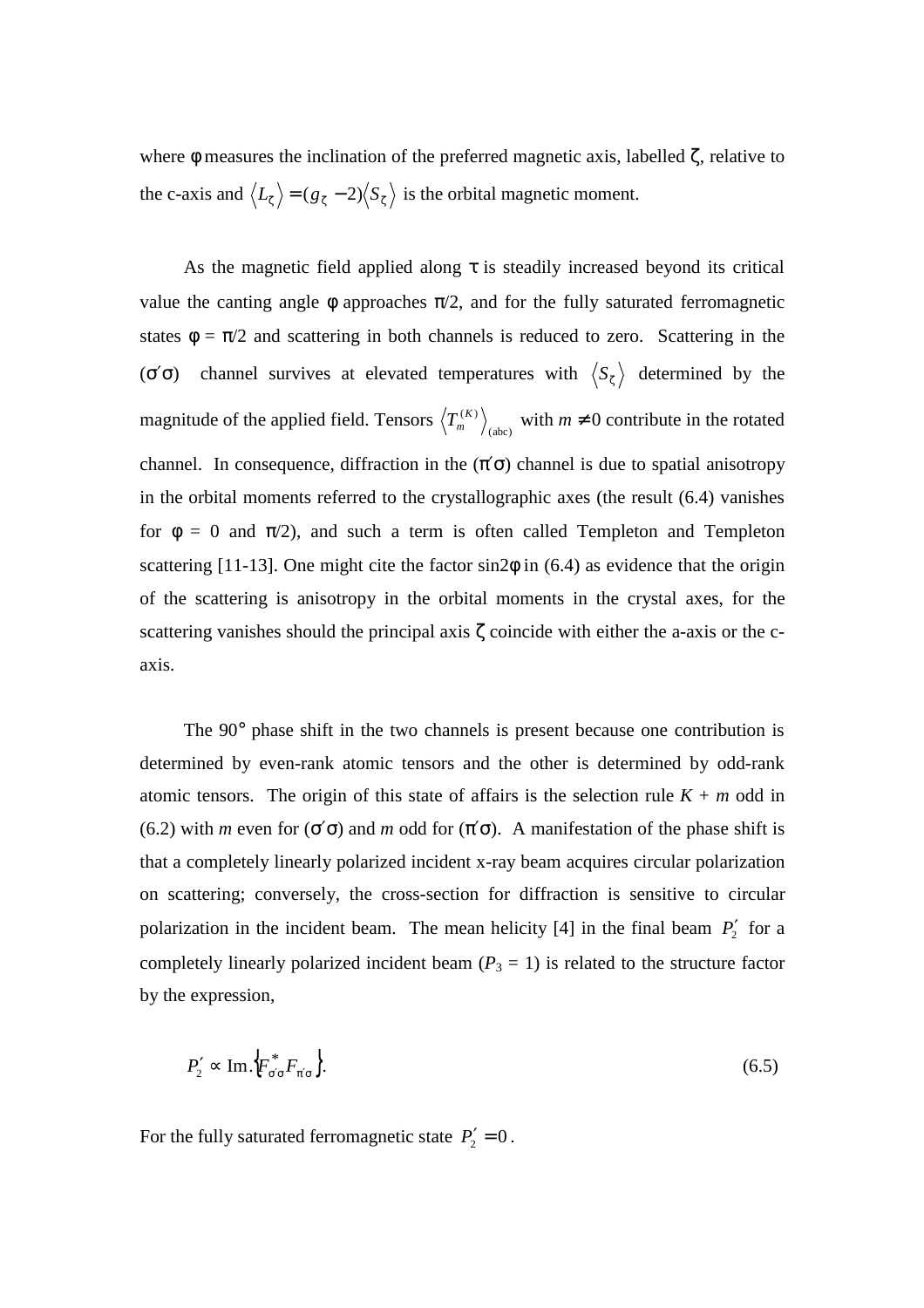where φ measures the inclination of the preferred magnetic axis, labelled ζ, relative to the c-axis and $\langle L_\zeta \rangle = (g_\zeta - 2)\langle S_\zeta \rangle$ is the orbital magnetic moment.

As the magnetic field applied along τ is steadily increased beyond its critical value the canting angle φ approaches π/2, and for the fully saturated ferromagnetic states φ = π/2 and scattering in both channels is reduced to zero. Scattering in the (σ′σ) channel survives at elevated temperatures with $\langle S_\zeta \rangle$ determined by the magnitude of the applied field. Tensors $\langle T_m^{(K)} \rangle_{(\mathrm{abc})}$ with $m \neq 0$ contribute in the rotated channel. In consequence, diffraction in the (π′σ) channel is due to spatial anisotropy in the orbital moments referred to the crystallographic axes (the result (6.4) vanishes for φ = 0 and π/2), and such a term is often called Templeton and Templeton scattering [11-13]. One might cite the factor sin2φ in (6.4) as evidence that the origin of the scattering is anisotropy in the orbital moments in the crystal axes, for the scattering vanishes should the principal axis ζ coincide with either the a-axis or the c-axis.

The 90° phase shift in the two channels is present because one contribution is determined by even-rank atomic tensors and the other is determined by odd-rank atomic tensors. The origin of this state of affairs is the selection rule $K + m$ odd in (6.2) with $m$ even for (σ′σ) and $m$ odd for (π′σ). A manifestation of the phase shift is that a completely linearly polarized incident x-ray beam acquires circular polarization on scattering; conversely, the cross-section for diffraction is sensitive to circular polarization in the incident beam. The mean helicity [4] in the final beam $P_2'$ for a completely linearly polarized incident beam ($P_3 = 1$) is related to the structure factor by the expression,

$$P_2' \propto \mathrm{Im.}\{F_{\sigma'\sigma}^* F_{\pi'\sigma}\}. \tag{6.5}$$

For the fully saturated ferromagnetic state $P_2' = 0$.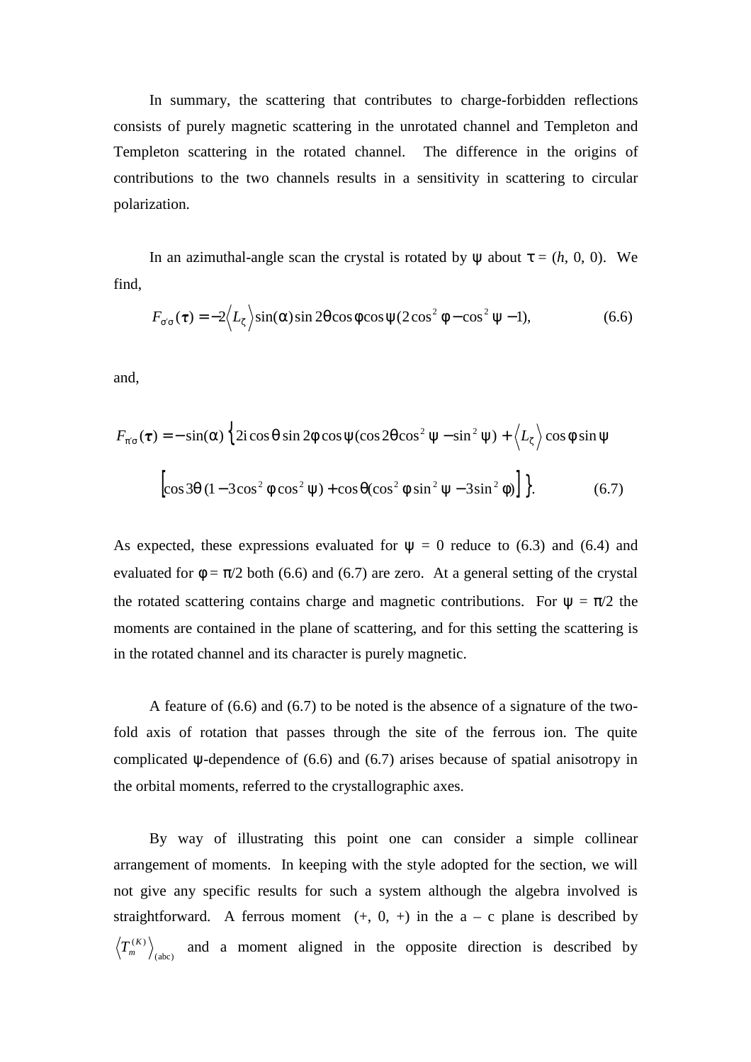In summary, the scattering that contributes to charge-forbidden reflections consists of purely magnetic scattering in the unrotated channel and Templeton and Templeton scattering in the rotated channel. The difference in the origins of contributions to the two channels results in a sensitivity in scattering to circular polarization.

In an azimuthal-angle scan the crystal is rotated by $\psi$ about $\tau = (h, 0, 0)$. We find,

$$F_{\sigma\sigma}(\boldsymbol{\tau}) = -2\left\langle L_\zeta \right\rangle \sin(\alpha)\sin 2\theta \cos\varphi \cos\psi (2\cos^2\varphi - \cos^2\psi - 1), \tag{6.6}$$

and,

$$F_{\pi'\sigma}(\boldsymbol{\tau}) = -\sin(\alpha)\Big\{ 2\mathrm{i}\cos\theta \sin 2\varphi \cos\psi (\cos 2\theta \cos^2\psi - \sin^2\psi) + \left\langle L_\zeta \right\rangle \cos\varphi \sin\psi$$

$$\Big[\cos 3\theta\,(1 - 3\cos^2\varphi\cos^2\psi) + \cos\theta(\cos^2\varphi \sin^2\psi - 3\sin^2\varphi)\Big]\Big\}. \tag{6.7}$$

As expected, these expressions evaluated for $\psi = 0$ reduce to (6.3) and (6.4) and evaluated for $\varphi = \pi/2$ both (6.6) and (6.7) are zero. At a general setting of the crystal the rotated scattering contains charge and magnetic contributions. For $\psi = \pi/2$ the moments are contained in the plane of scattering, and for this setting the scattering is in the rotated channel and its character is purely magnetic.

A feature of (6.6) and (6.7) to be noted is the absence of a signature of the two-fold axis of rotation that passes through the site of the ferrous ion. The quite complicated $\psi$-dependence of (6.6) and (6.7) arises because of spatial anisotropy in the orbital moments, referred to the crystallographic axes.

By way of illustrating this point one can consider a simple collinear arrangement of moments. In keeping with the style adopted for the section, we will not give any specific results for such a system although the algebra involved is straightforward. A ferrous moment (+, 0, +) in the a – c plane is described by $\left\langle T_m^{(K)} \right\rangle_{(\mathrm{abc})}$ and a moment aligned in the opposite direction is described by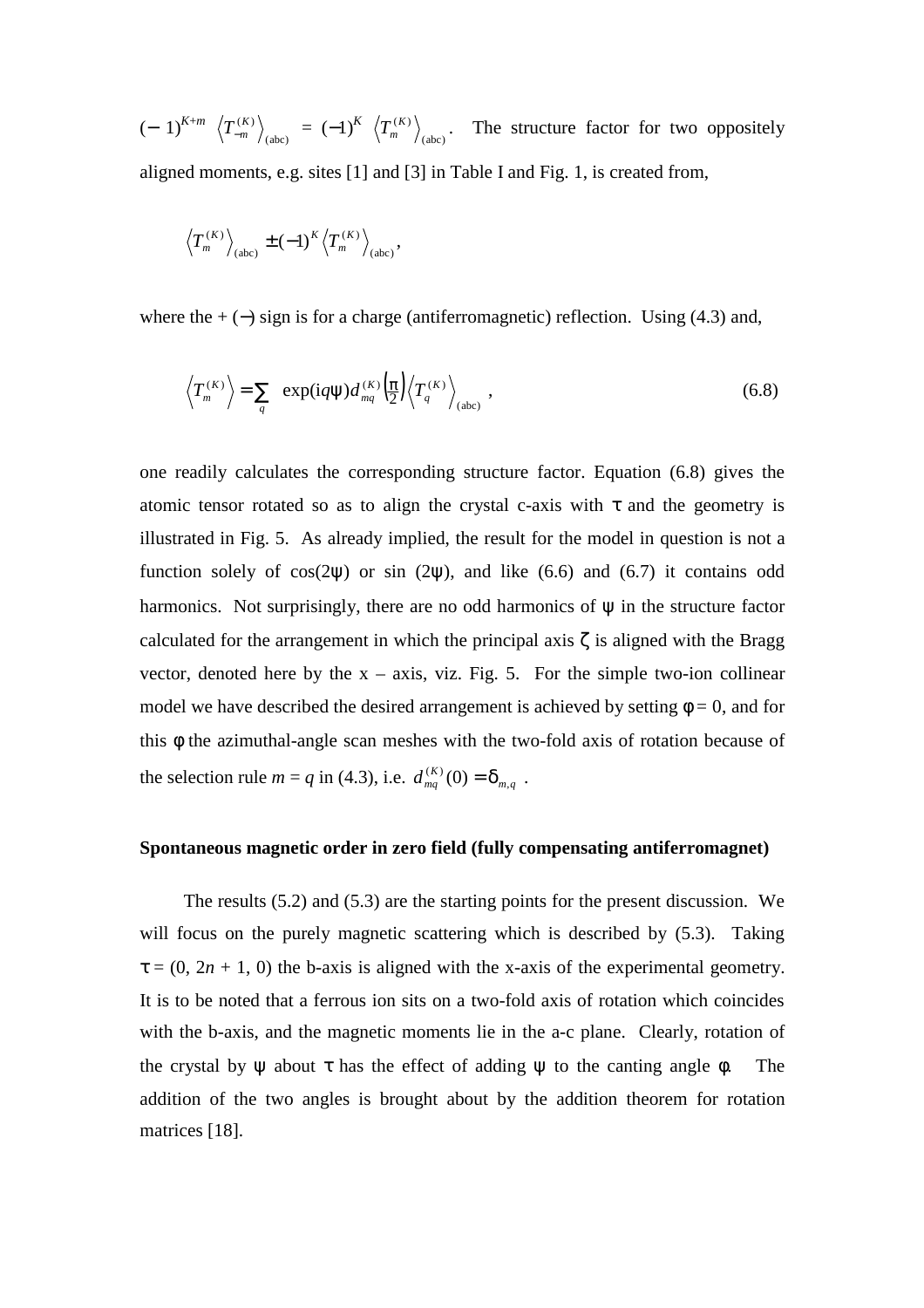$(-1)^{K+m} \left\langle T^{(K)}_{-m} \right\rangle_{(\mathrm{abc})} = (-1)^K \left\langle T^{(K)}_{m} \right\rangle_{(\mathrm{abc})}$. The structure factor for two oppositely aligned moments, e.g. sites [1] and [3] in Table I and Fig. 1, is created from,

$$\left\langle T^{(K)}_{m} \right\rangle_{(\mathrm{abc})} \pm (-1)^K \left\langle T^{(K)}_{m} \right\rangle_{(\mathrm{abc})},$$

where the + (−) sign is for a charge (antiferromagnetic) reflection. Using (4.3) and,

$$\left\langle T^{(K)}_{m} \right\rangle = \sum_{q} \exp(\mathrm{i}q\psi) d^{(K)}_{mq}\left(\frac{\pi}{2}\right) \left\langle T^{(K)}_{q} \right\rangle_{(\mathrm{abc})}, \qquad (6.8)$$

one readily calculates the corresponding structure factor. Equation (6.8) gives the atomic tensor rotated so as to align the crystal c-axis with $\tau$ and the geometry is illustrated in Fig. 5. As already implied, the result for the model in question is not a function solely of $\cos(2\psi)$ or $\sin(2\psi)$, and like (6.6) and (6.7) it contains odd harmonics. Not surprisingly, there are no odd harmonics of $\psi$ in the structure factor calculated for the arrangement in which the principal axis $\zeta$ is aligned with the Bragg vector, denoted here by the x – axis, viz. Fig. 5. For the simple two-ion collinear model we have described the desired arrangement is achieved by setting $\phi = 0$, and for this $\phi$ the azimuthal-angle scan meshes with the two-fold axis of rotation because of the selection rule $m = q$ in (4.3), i.e. $d^{(K)}_{mq}(0) = \delta_{m,q}$ .

**Spontaneous magnetic order in zero field (fully compensating antiferromagnet)**

The results (5.2) and (5.3) are the starting points for the present discussion. We will focus on the purely magnetic scattering which is described by (5.3). Taking $\tau = (0, 2n + 1, 0)$ the b-axis is aligned with the x-axis of the experimental geometry. It is to be noted that a ferrous ion sits on a two-fold axis of rotation which coincides with the b-axis, and the magnetic moments lie in the a-c plane. Clearly, rotation of the crystal by $\psi$ about $\tau$ has the effect of adding $\psi$ to the canting angle $\phi$. The addition of the two angles is brought about by the addition theorem for rotation matrices [18].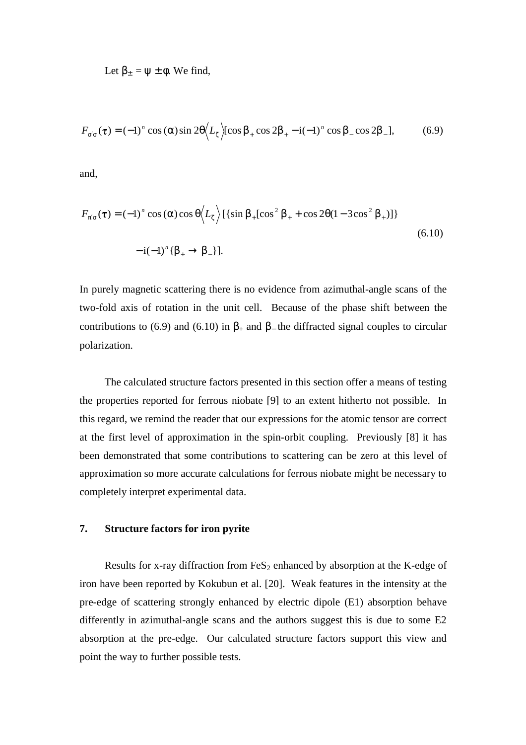Let $\beta_{\pm} = \psi \pm \phi$. We find,

$$F_{\sigma'\sigma}(\tau) = (-1)^n \cos(\alpha) \sin 2\theta \langle L_\zeta \rangle [\cos\beta_+ \cos 2\beta_+ - \mathrm{i}(-1)^n \cos\beta_- \cos 2\beta_-], \qquad (6.9)$$

and,

$$F_{\pi'\sigma}(\tau) = (-1)^n \cos(\alpha) \cos\theta \langle L_\zeta \rangle [\{\sin\beta_+ [\cos^2\beta_+ + \cos 2\theta (1 - 3\cos^2\beta_+)]\} - \mathrm{i}(-1)^n \{\beta_+ \to \beta_-\}]. \qquad (6.10)$$

In purely magnetic scattering there is no evidence from azimuthal-angle scans of the two-fold axis of rotation in the unit cell. Because of the phase shift between the contributions to (6.9) and (6.10) in $\beta_+$ and $\beta_-$ the diffracted signal couples to circular polarization.

The calculated structure factors presented in this section offer a means of testing the properties reported for ferrous niobate [9] to an extent hitherto not possible. In this regard, we remind the reader that our expressions for the atomic tensor are correct at the first level of approximation in the spin-orbit coupling. Previously [8] it has been demonstrated that some contributions to scattering can be zero at this level of approximation so more accurate calculations for ferrous niobate might be necessary to completely interpret experimental data.

## 7. Structure factors for iron pyrite

Results for x-ray diffraction from $FeS_2$ enhanced by absorption at the K-edge of iron have been reported by Kokubun et al. [20]. Weak features in the intensity at the pre-edge of scattering strongly enhanced by electric dipole (E1) absorption behave differently in azimuthal-angle scans and the authors suggest this is due to some E2 absorption at the pre-edge. Our calculated structure factors support this view and point the way to further possible tests.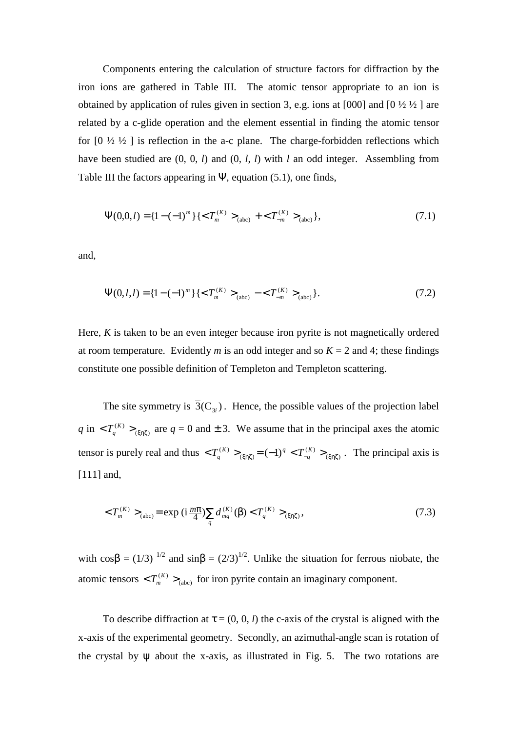Components entering the calculation of structure factors for diffraction by the iron ions are gathered in Table III. The atomic tensor appropriate to an ion is obtained by application of rules given in section 3, e.g. ions at [000] and [0 ½ ½ ] are related by a c-glide operation and the element essential in finding the atomic tensor for [0 ½ ½ ] is reflection in the a-c plane. The charge-forbidden reflections which have been studied are (0, 0, $l$) and (0, $l$, $l$) with $l$ an odd integer. Assembling from Table III the factors appearing in $\Psi$, equation (5.1), one finds,

$$\Psi(0,0,l) = \{1 - (-1)^m\}\{< T_m^{(K)} >_{(\mathrm{abc})} + < T_{-m}^{(K)} >_{(\mathrm{abc})}\}, \tag{7.1}$$

and,

$$\Psi(0,l,l) = \{1 - (-1)^m\}\{< T_m^{(K)} >_{(\mathrm{abc})} - < T_{-m}^{(K)} >_{(\mathrm{abc})}\}. \tag{7.2}$$

Here, $K$ is taken to be an even integer because iron pyrite is not magnetically ordered at room temperature. Evidently $m$ is an odd integer and so $K = 2$ and 4; these findings constitute one possible definition of Templeton and Templeton scattering.

The site symmetry is $\bar{3}(\mathrm{C}_{3i})$. Hence, the possible values of the projection label $q$ in $< T_q^{(K)} >_{(\xi\eta\zeta)}$ are $q = 0$ and $\pm 3$. We assume that in the principal axes the atomic tensor is purely real and thus $< T_q^{(K)} >_{(\xi\eta\zeta)} = (-1)^q < T_{-q}^{(K)} >_{(\xi\eta\zeta)}$. The principal axis is [111] and,

$$< T_m^{(K)} >_{(\mathrm{abc})} = \exp\left(\mathrm{i}\,\frac{m\pi}{4}\right) \sum_q d_{mq}^{(K)}(\beta) < T_q^{(K)} >_{(\xi\eta\zeta)}, \tag{7.3}$$

with $\cos\beta = (1/3)^{1/2}$ and $\sin\beta = (2/3)^{1/2}$. Unlike the situation for ferrous niobate, the atomic tensors $< T_m^{(K)} >_{(\mathrm{abc})}$ for iron pyrite contain an imaginary component.

To describe diffraction at $\tau = (0, 0, l)$ the c-axis of the crystal is aligned with the x-axis of the experimental geometry. Secondly, an azimuthal-angle scan is rotation of the crystal by $\psi$ about the x-axis, as illustrated in Fig. 5. The two rotations are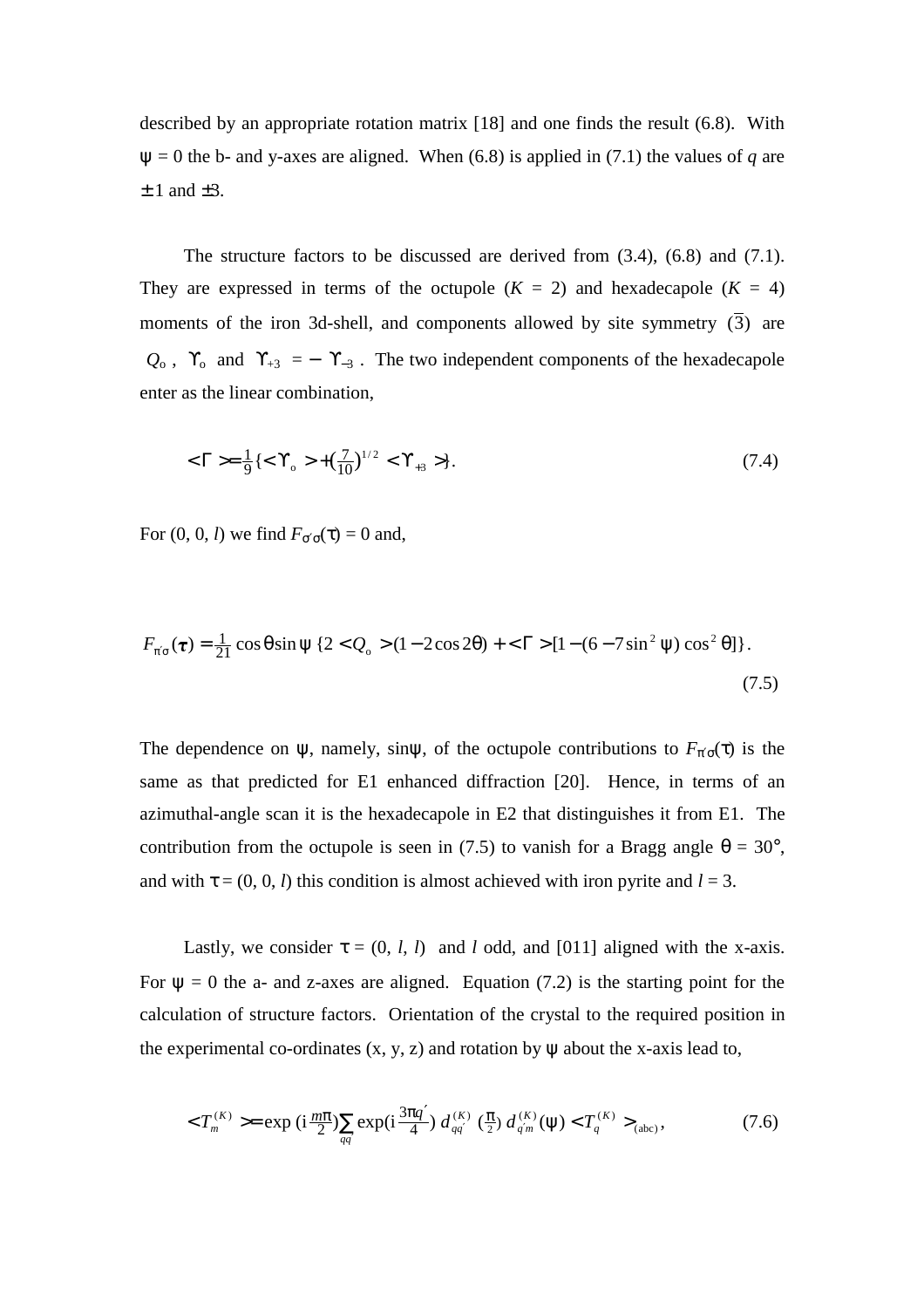described by an appropriate rotation matrix [18] and one finds the result (6.8). With $\psi = 0$ the b- and y-axes are aligned. When (6.8) is applied in (7.1) the values of $q$ are $\pm 1$ and $\pm 3$.

The structure factors to be discussed are derived from (3.4), (6.8) and (7.1). They are expressed in terms of the octupole ($K$ = 2) and hexadecapole ($K$ = 4) moments of the iron 3d-shell, and components allowed by site symmetry ($\bar{3}$) are $Q_o$, $\Upsilon_o$ and $\Upsilon_{+3} = -\Upsilon_{-3}$. The two independent components of the hexadecapole enter as the linear combination,

$$< \Gamma > = \tfrac{1}{9}\{< \Upsilon_o > + (\tfrac{7}{10})^{1/2} < \Upsilon_{+3} >\}. \tag{7.4}$$

For (0, 0, $l$) we find $F_{\sigma'\sigma}(\tau) = 0$ and,

$$F_{\pi'\sigma}(\boldsymbol{\tau}) = \tfrac{1}{21}\cos\theta \sin\psi\,\{2 < Q_o > (1 - 2\cos 2\theta) + < \Gamma > [1 - (6 - 7\sin^2\psi)\cos^2\theta]\}. \tag{7.5}$$

The dependence on $\psi$, namely, $\sin\psi$, of the octupole contributions to $F_{\pi'\sigma}(\tau)$ is the same as that predicted for E1 enhanced diffraction [20]. Hence, in terms of an azimuthal-angle scan it is the hexadecapole in E2 that distinguishes it from E1. The contribution from the octupole is seen in (7.5) to vanish for a Bragg angle $\theta = 30°$, and with $\tau = (0, 0, l)$ this condition is almost achieved with iron pyrite and $l = 3$.

Lastly, we consider $\tau = (0, l, l)$ and $l$ odd, and [011] aligned with the x-axis. For $\psi = 0$ the a- and z-axes are aligned. Equation (7.2) is the starting point for the calculation of structure factors. Orientation of the crystal to the required position in the experimental co-ordinates (x, y, z) and rotation by $\psi$ about the x-axis lead to,

$$< T^{(K)}_m > = \exp(\mathrm{i}\,\tfrac{m\pi}{2}) \sum_{qq'} \exp(\mathrm{i}\,\tfrac{3\pi q'}{4})\, d^{(K)}_{qq'}(\tfrac{\pi}{2})\, d^{(K)}_{q'm}(\psi) < T^{(K)}_q >_{(\mathrm{abc})}, \tag{7.6}$$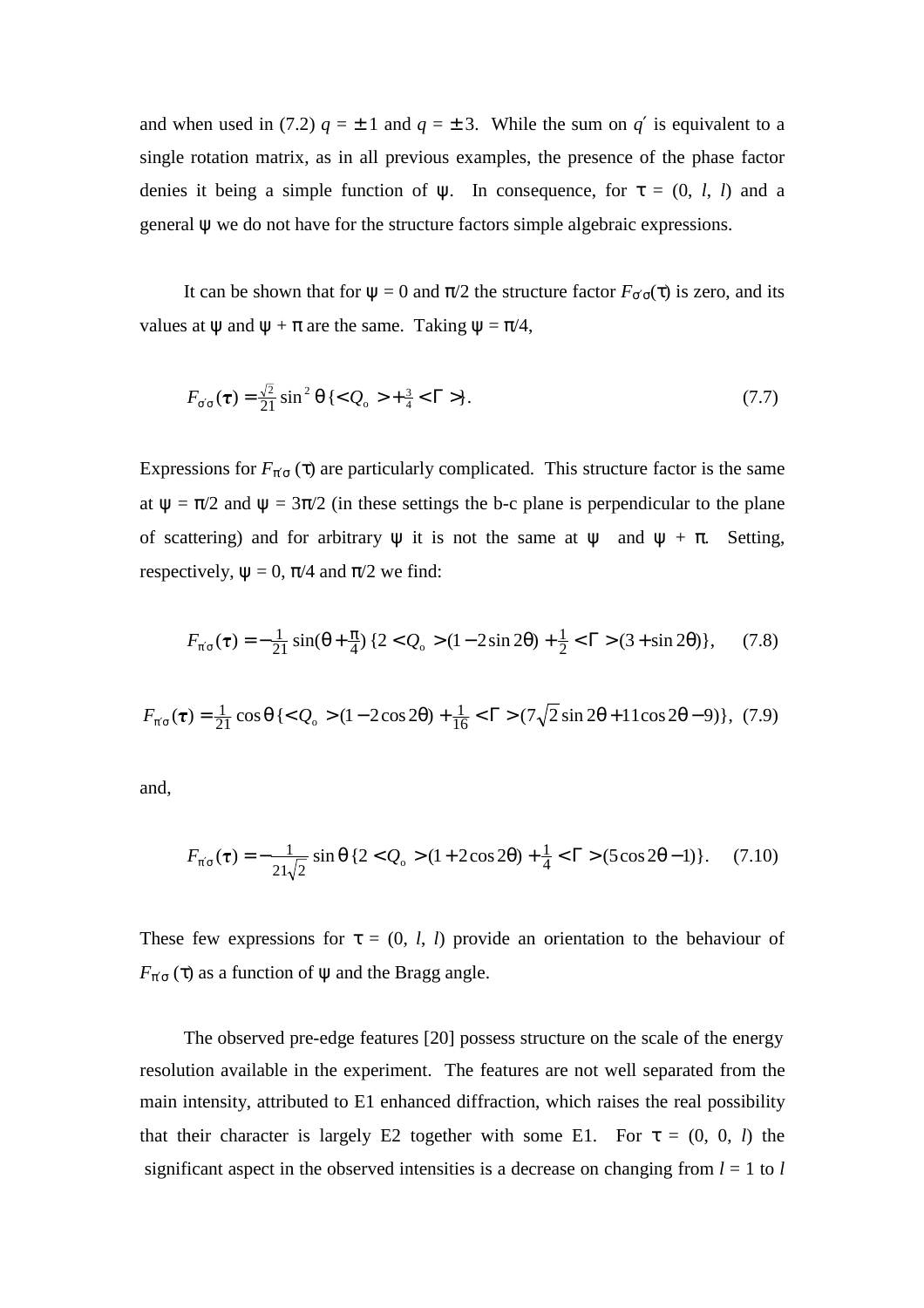and when used in (7.2) $q = \pm 1$ and $q = \pm 3$. While the sum on $q'$ is equivalent to a single rotation matrix, as in all previous examples, the presence of the phase factor denies it being a simple function of $\psi$. In consequence, for $\tau = (0, l, l)$ and a general $\psi$ we do not have for the structure factors simple algebraic expressions.

It can be shown that for $\psi = 0$ and $\pi/2$ the structure factor $F_{\sigma'\sigma}(\tau)$ is zero, and its values at $\psi$ and $\psi + \pi$ are the same. Taking $\psi = \pi/4$,

$$F_{\sigma'\sigma}(\boldsymbol{\tau}) = \tfrac{\sqrt{2}}{21} \sin^2 \theta \{ < Q_{\mathrm{o}} > + \tfrac{3}{4} < \Gamma > \}. \tag{7.7}$$

Expressions for $F_{\pi'\sigma}(\tau)$ are particularly complicated. This structure factor is the same at $\psi = \pi/2$ and $\psi = 3\pi/2$ (in these settings the b-c plane is perpendicular to the plane of scattering) and for arbitrary $\psi$ it is not the same at $\psi$ and $\psi + \pi$. Setting, respectively, $\psi = 0$, $\pi/4$ and $\pi/2$ we find:

$$F_{\pi'\sigma}(\boldsymbol{\tau}) = -\tfrac{1}{21} \sin(\theta + \tfrac{\pi}{4}) \{ 2 < Q_{\mathrm{o}} > (1 - 2\sin 2\theta) + \tfrac{1}{2} < \Gamma > (3 + \sin 2\theta) \}, \tag{7.8}$$

$$F_{\pi'\sigma}(\boldsymbol{\tau}) = \tfrac{1}{21} \cos\theta \{ < Q_{\mathrm{o}} > (1 - 2\cos 2\theta) + \tfrac{1}{16} < \Gamma > (7\sqrt{2} \sin 2\theta + 11\cos 2\theta - 9) \}, \tag{7.9}$$

and,

$$F_{\pi'\sigma}(\boldsymbol{\tau}) = -\frac{1}{21\sqrt{2}} \sin\theta \{ 2 < Q_{\mathrm{o}} > (1 + 2\cos 2\theta) + \tfrac{1}{4} < \Gamma > (5\cos 2\theta - 1) \}. \tag{7.10}$$

These few expressions for $\tau = (0, l, l)$ provide an orientation to the behaviour of $F_{\pi'\sigma}(\tau)$ as a function of $\psi$ and the Bragg angle.

The observed pre-edge features [20] possess structure on the scale of the energy resolution available in the experiment. The features are not well separated from the main intensity, attributed to E1 enhanced diffraction, which raises the real possibility that their character is largely E2 together with some E1. For $\tau = (0, 0, l)$ the significant aspect in the observed intensities is a decrease on changing from $l = 1$ to $l$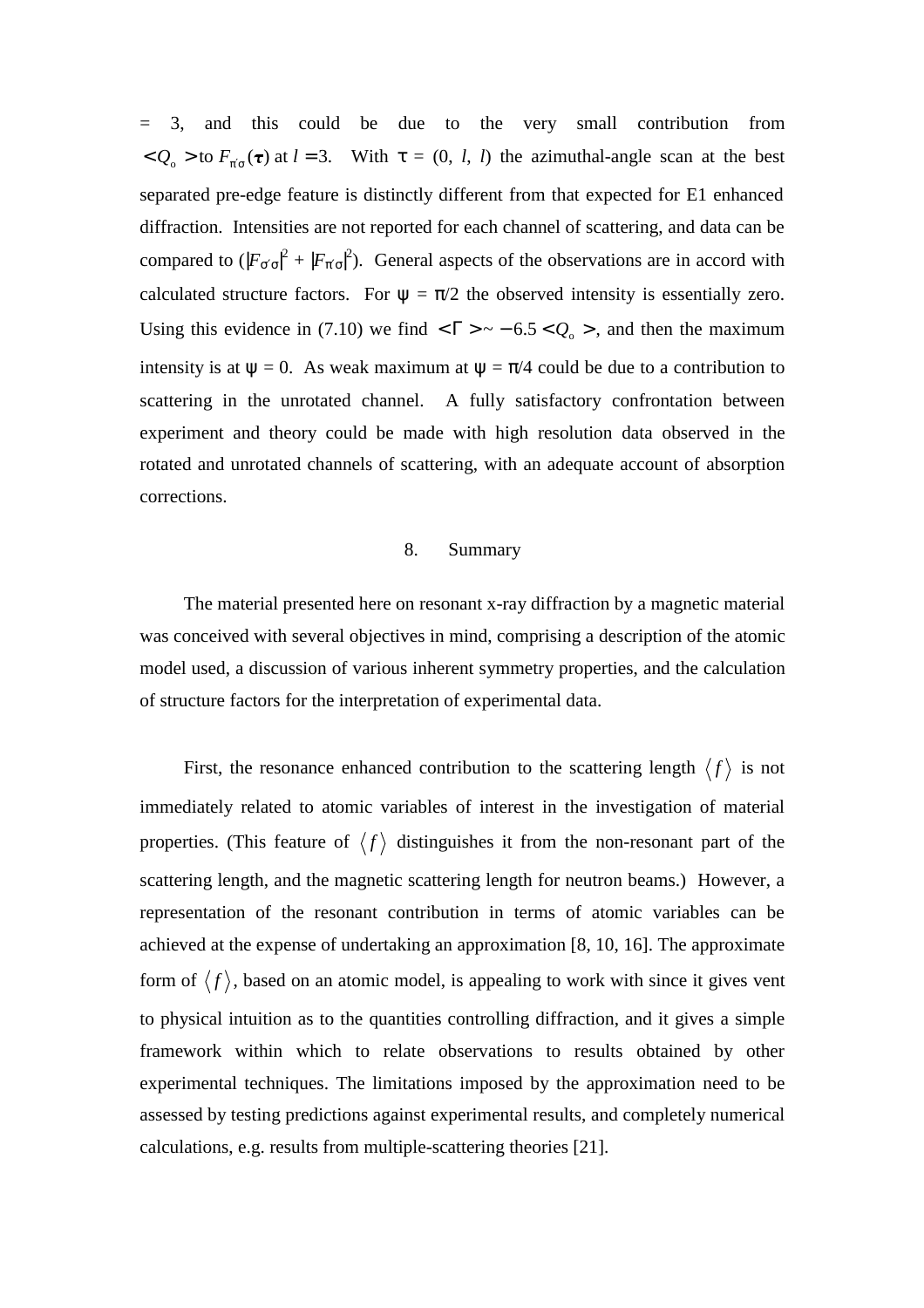= 3, and this could be due to the very small contribution from $\langle Q_o \rangle$ to $F_{\pi'\sigma}(\boldsymbol{\tau})$ at $l = 3$. With $\tau$ = (0, $l$, $l$) the azimuthal-angle scan at the best separated pre-edge feature is distinctly different from that expected for E1 enhanced diffraction. Intensities are not reported for each channel of scattering, and data can be compared to ($|F_{\sigma'\sigma}|^2 + |F_{\pi'\sigma}|^2$). General aspects of the observations are in accord with calculated structure factors. For $\psi = \pi/2$ the observed intensity is essentially zero. Using this evidence in (7.10) we find $\langle \Gamma \rangle \sim -6.5 \langle Q_o \rangle$, and then the maximum intensity is at $\psi = 0$. As weak maximum at $\psi = \pi/4$ could be due to a contribution to scattering in the unrotated channel. A fully satisfactory confrontation between experiment and theory could be made with high resolution data observed in the rotated and unrotated channels of scattering, with an adequate account of absorption corrections.

## 8. Summary

The material presented here on resonant x-ray diffraction by a magnetic material was conceived with several objectives in mind, comprising a description of the atomic model used, a discussion of various inherent symmetry properties, and the calculation of structure factors for the interpretation of experimental data.

First, the resonance enhanced contribution to the scattering length $\langle f \rangle$ is not immediately related to atomic variables of interest in the investigation of material properties. (This feature of $\langle f \rangle$ distinguishes it from the non-resonant part of the scattering length, and the magnetic scattering length for neutron beams.) However, a representation of the resonant contribution in terms of atomic variables can be achieved at the expense of undertaking an approximation [8, 10, 16]. The approximate form of $\langle f \rangle$, based on an atomic model, is appealing to work with since it gives vent to physical intuition as to the quantities controlling diffraction, and it gives a simple framework within which to relate observations to results obtained by other experimental techniques. The limitations imposed by the approximation need to be assessed by testing predictions against experimental results, and completely numerical calculations, e.g. results from multiple-scattering theories [21].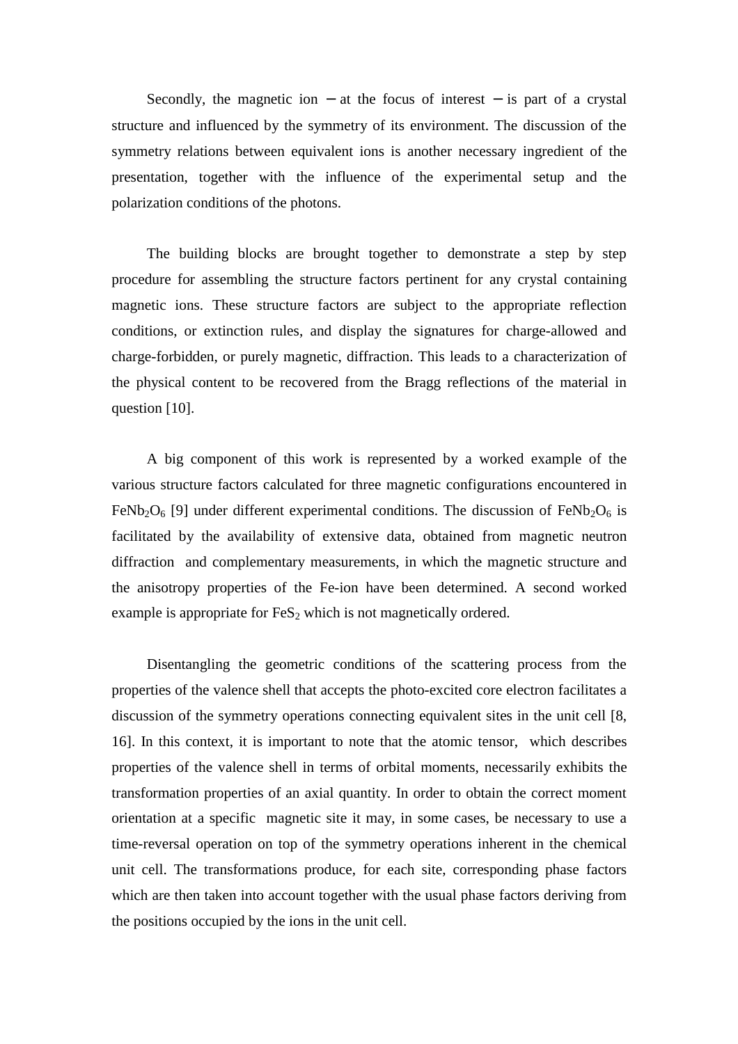Secondly, the magnetic ion − at the focus of interest − is part of a crystal structure and influenced by the symmetry of its environment. The discussion of the symmetry relations between equivalent ions is another necessary ingredient of the presentation, together with the influence of the experimental setup and the polarization conditions of the photons.

The building blocks are brought together to demonstrate a step by step procedure for assembling the structure factors pertinent for any crystal containing magnetic ions. These structure factors are subject to the appropriate reflection conditions, or extinction rules, and display the signatures for charge-allowed and charge-forbidden, or purely magnetic, diffraction. This leads to a characterization of the physical content to be recovered from the Bragg reflections of the material in question [10].

A big component of this work is represented by a worked example of the various structure factors calculated for three magnetic configurations encountered in $FeNb_2O_6$ [9] under different experimental conditions. The discussion of $FeNb_2O_6$ is facilitated by the availability of extensive data, obtained from magnetic neutron diffraction and complementary measurements, in which the magnetic structure and the anisotropy properties of the Fe-ion have been determined. A second worked example is appropriate for $FeS_2$ which is not magnetically ordered.

Disentangling the geometric conditions of the scattering process from the properties of the valence shell that accepts the photo-excited core electron facilitates a discussion of the symmetry operations connecting equivalent sites in the unit cell [8, 16]. In this context, it is important to note that the atomic tensor, which describes properties of the valence shell in terms of orbital moments, necessarily exhibits the transformation properties of an axial quantity. In order to obtain the correct moment orientation at a specific magnetic site it may, in some cases, be necessary to use a time-reversal operation on top of the symmetry operations inherent in the chemical unit cell. The transformations produce, for each site, corresponding phase factors which are then taken into account together with the usual phase factors deriving from the positions occupied by the ions in the unit cell.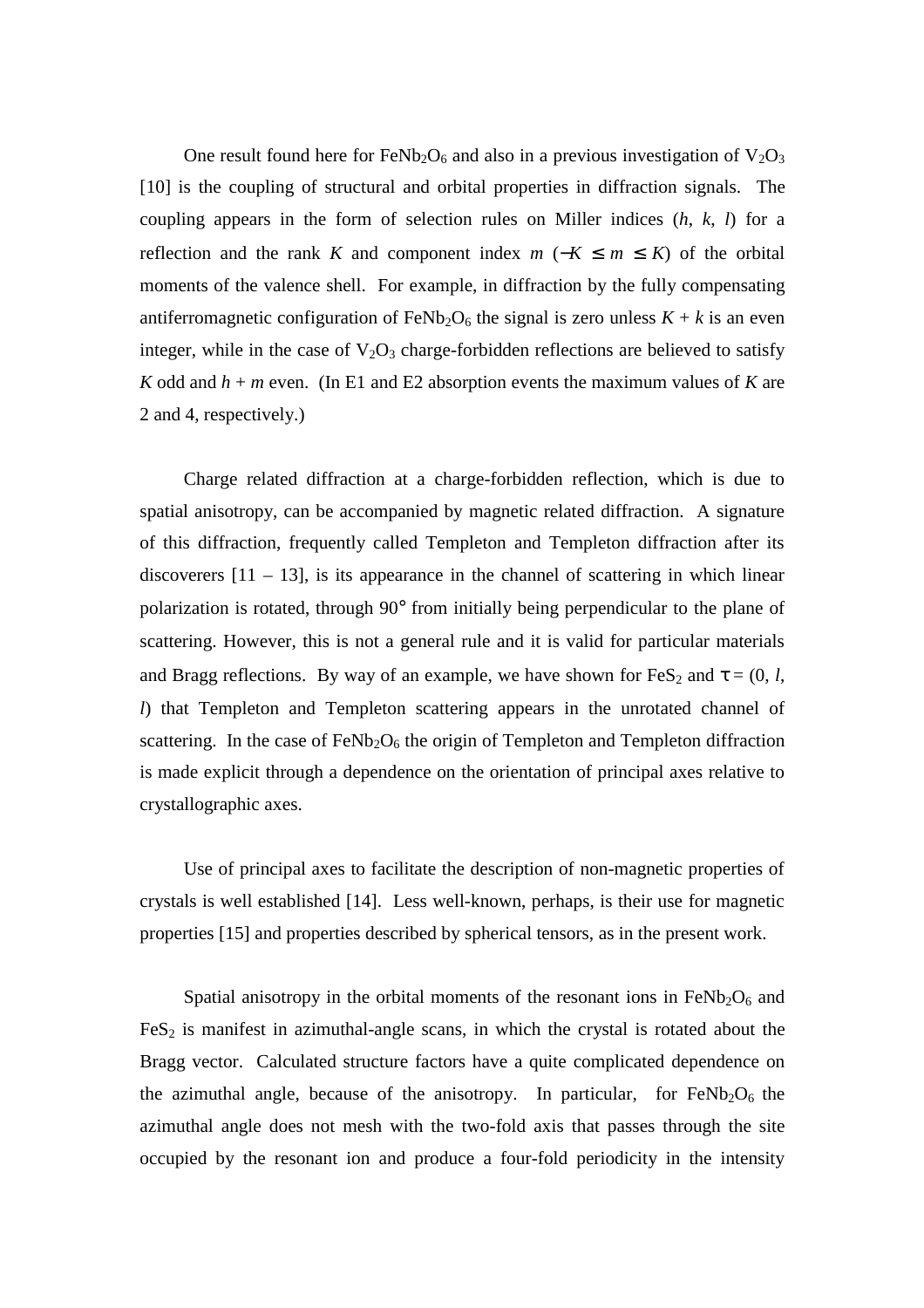One result found here for $FeNb_2O_6$ and also in a previous investigation of $V_2O_3$ [10] is the coupling of structural and orbital properties in diffraction signals. The coupling appears in the form of selection rules on Miller indices ($h$, $k$, $l$) for a reflection and the rank $K$ and component index $m$ ($-K \leq m \leq K$) of the orbital moments of the valence shell. For example, in diffraction by the fully compensating antiferromagnetic configuration of $FeNb_2O_6$ the signal is zero unless $K + k$ is an even integer, while in the case of $V_2O_3$ charge-forbidden reflections are believed to satisfy $K$ odd and $h + m$ even. (In E1 and E2 absorption events the maximum values of $K$ are 2 and 4, respectively.)

Charge related diffraction at a charge-forbidden reflection, which is due to spatial anisotropy, can be accompanied by magnetic related diffraction. A signature of this diffraction, frequently called Templeton and Templeton diffraction after its discoverers [11 – 13], is its appearance in the channel of scattering in which linear polarization is rotated, through 90° from initially being perpendicular to the plane of scattering. However, this is not a general rule and it is valid for particular materials and Bragg reflections. By way of an example, we have shown for $FeS_2$ and $\tau = (0, l, l)$ that Templeton and Templeton scattering appears in the unrotated channel of scattering. In the case of $FeNb_2O_6$ the origin of Templeton and Templeton diffraction is made explicit through a dependence on the orientation of principal axes relative to crystallographic axes.

Use of principal axes to facilitate the description of non-magnetic properties of crystals is well established [14]. Less well-known, perhaps, is their use for magnetic properties [15] and properties described by spherical tensors, as in the present work.

Spatial anisotropy in the orbital moments of the resonant ions in $FeNb_2O_6$ and $FeS_2$ is manifest in azimuthal-angle scans, in which the crystal is rotated about the Bragg vector. Calculated structure factors have a quite complicated dependence on the azimuthal angle, because of the anisotropy. In particular, for $FeNb_2O_6$ the azimuthal angle does not mesh with the two-fold axis that passes through the site occupied by the resonant ion and produce a four-fold periodicity in the intensity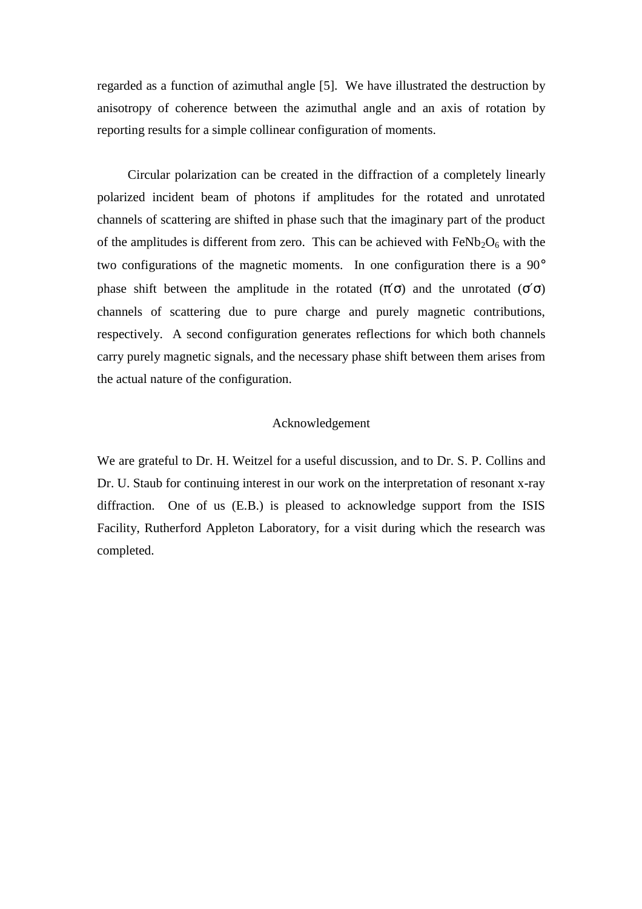regarded as a function of azimuthal angle [5]. We have illustrated the destruction by anisotropy of coherence between the azimuthal angle and an axis of rotation by reporting results for a simple collinear configuration of moments.

Circular polarization can be created in the diffraction of a completely linearly polarized incident beam of photons if amplitudes for the rotated and unrotated channels of scattering are shifted in phase such that the imaginary part of the product of the amplitudes is different from zero. This can be achieved with $FeNb_2O_6$ with the two configurations of the magnetic moments. In one configuration there is a 90° phase shift between the amplitude in the rotated ($\pi'\sigma$) and the unrotated ($\sigma'\sigma$) channels of scattering due to pure charge and purely magnetic contributions, respectively. A second configuration generates reflections for which both channels carry purely magnetic signals, and the necessary phase shift between them arises from the actual nature of the configuration.

## Acknowledgement

We are grateful to Dr. H. Weitzel for a useful discussion, and to Dr. S. P. Collins and Dr. U. Staub for continuing interest in our work on the interpretation of resonant x-ray diffraction. One of us (E.B.) is pleased to acknowledge support from the ISIS Facility, Rutherford Appleton Laboratory, for a visit during which the research was completed.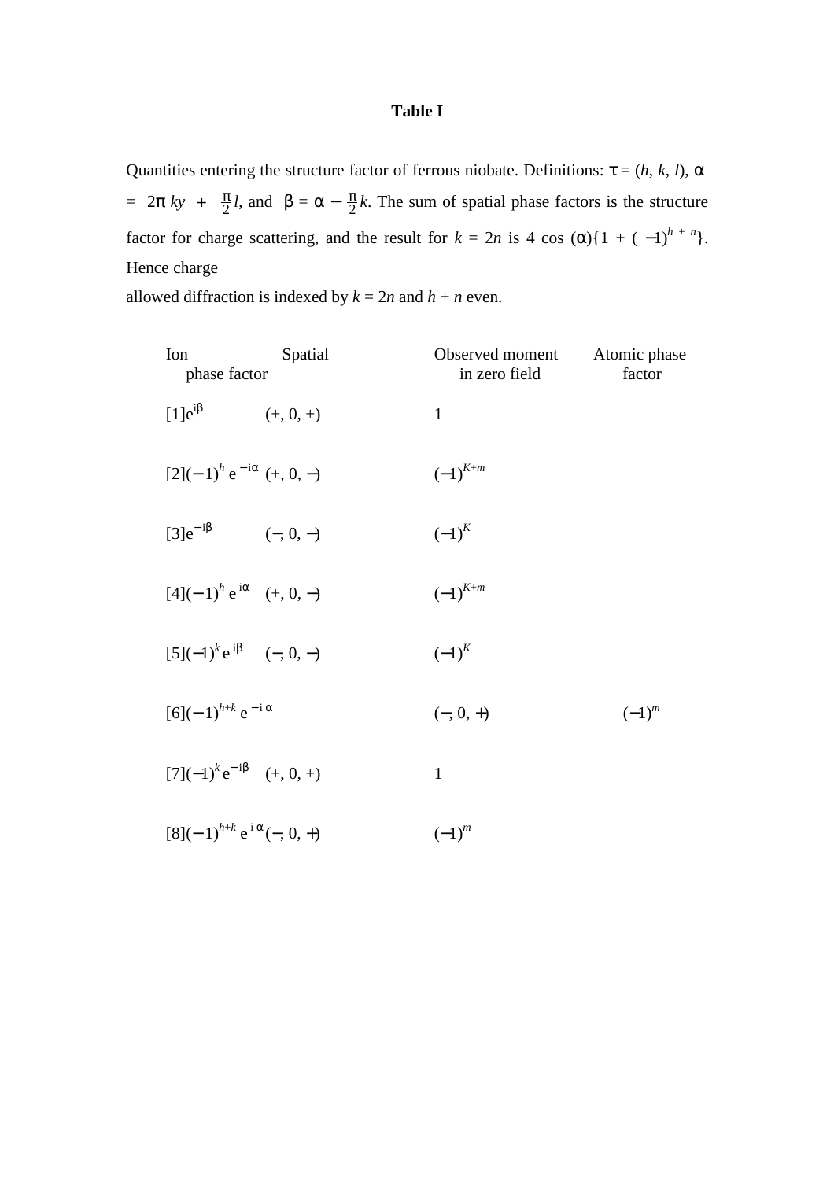**Table I**

Quantities entering the structure factor of ferrous niobate. Definitions: $\tau = (h, k, l)$, $\alpha = 2\pi\, ky + \frac{\pi}{2} l$, and $\beta = \alpha - \frac{\pi}{2} k$. The sum of spatial phase factors is the structure factor for charge scattering, and the result for $k = 2n$ is $4 \cos(\alpha)\{1 + (-1)^{h+n}\}$. Hence charge allowed diffraction is indexed by $k = 2n$ and $h + n$ even.

| Ion | Spatial phase factor | Observed moment in zero field | Atomic phase factor |
|---|---|---|---|
| [1] | $e^{i\beta}$ | $(+, 0, +)$ | $1$ |
| [2] | $(-1)^{h}\, e^{-i\alpha}$ | $(+, 0, -)$ | $(-1)^{K+m}$ |
| [3] | $e^{-i\beta}$ | $(-, 0, -)$ | $(-1)^{K}$ |
| [4] | $(-1)^{h}\, e^{i\alpha}$ | $(+, 0, -)$ | $(-1)^{K+m}$ |
| [5] | $(-1)^{k}\, e^{i\beta}$ | $(-, 0, -)$ | $(-1)^{K}$ |
| [6] | $(-1)^{h+k}\, e^{-i\alpha}$ | $(-, 0, +)$ | $(-1)^{m}$ |
| [7] | $(-1)^{k}\, e^{-i\beta}$ | $(+, 0, +)$ | $1$ |
| [8] | $(-1)^{h+k}\, e^{i\alpha}$ | $(-, 0, +)$ | $(-1)^{m}$ |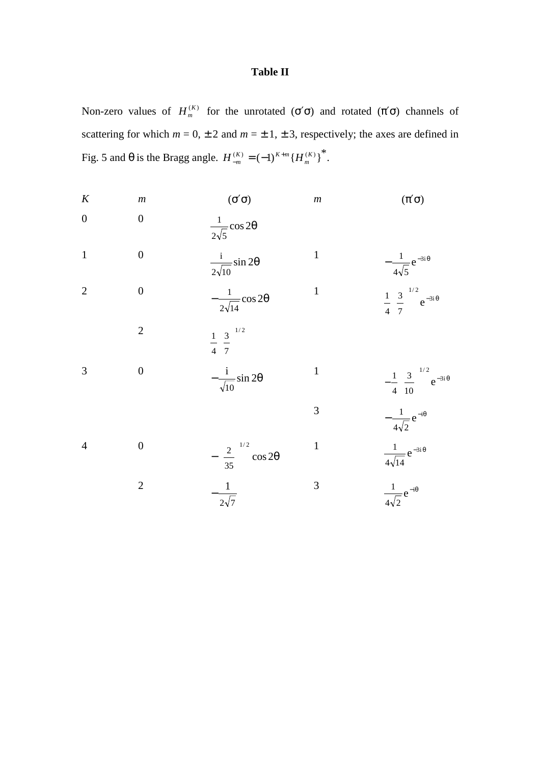**Table II**

Non-zero values of $H_m^{(K)}$ for the unrotated ($\sigma'\sigma$) and rotated ($\pi'\sigma$) channels of scattering for which $m = 0, \pm 2$ and $m = \pm 1, \pm 3$, respectively; the axes are defined in Fig. 5 and $\theta$ is the Bragg angle. $H_{-m}^{(K)} = (-1)^{K+m}\{H_m^{(K)}\}^*$.

| $K$ | $m$ | ($\sigma'\sigma$) | $m$ | ($\pi'\sigma$) |
|---|---|---|---|---|
| 0 | 0 | $\frac{1}{2\sqrt{5}}\cos 2\theta$ | | |
| 1 | 0 | $\frac{i}{2\sqrt{10}}\sin 2\theta$ | 1 | $-\frac{1}{4\sqrt{5}}e^{-3i\theta}$ |
| 2 | 0 | $-\frac{1}{2\sqrt{14}}\cos 2\theta$ | 1 | $\frac{1}{4}\left(\frac{3}{7}\right)^{1/2} e^{-3i\theta}$ |
| | 2 | $\frac{1}{4}\left(\frac{3}{7}\right)^{1/2}$ | | |
| 3 | 0 | $-\frac{i}{\sqrt{10}}\sin 2\theta$ | 1 | $-\frac{1}{4}\left(\frac{3}{10}\right)^{1/2} e^{-3i\theta}$ |
| | | | 3 | $-\frac{1}{4\sqrt{2}}e^{-i\theta}$ |
| 4 | 0 | $-\left(\frac{2}{35}\right)^{1/2}\cos 2\theta$ | 1 | $\frac{1}{4\sqrt{14}}e^{-3i\theta}$ |
| | 2 | $-\frac{1}{2\sqrt{7}}$ | 3 | $\frac{1}{4\sqrt{2}}e^{-i\theta}$ |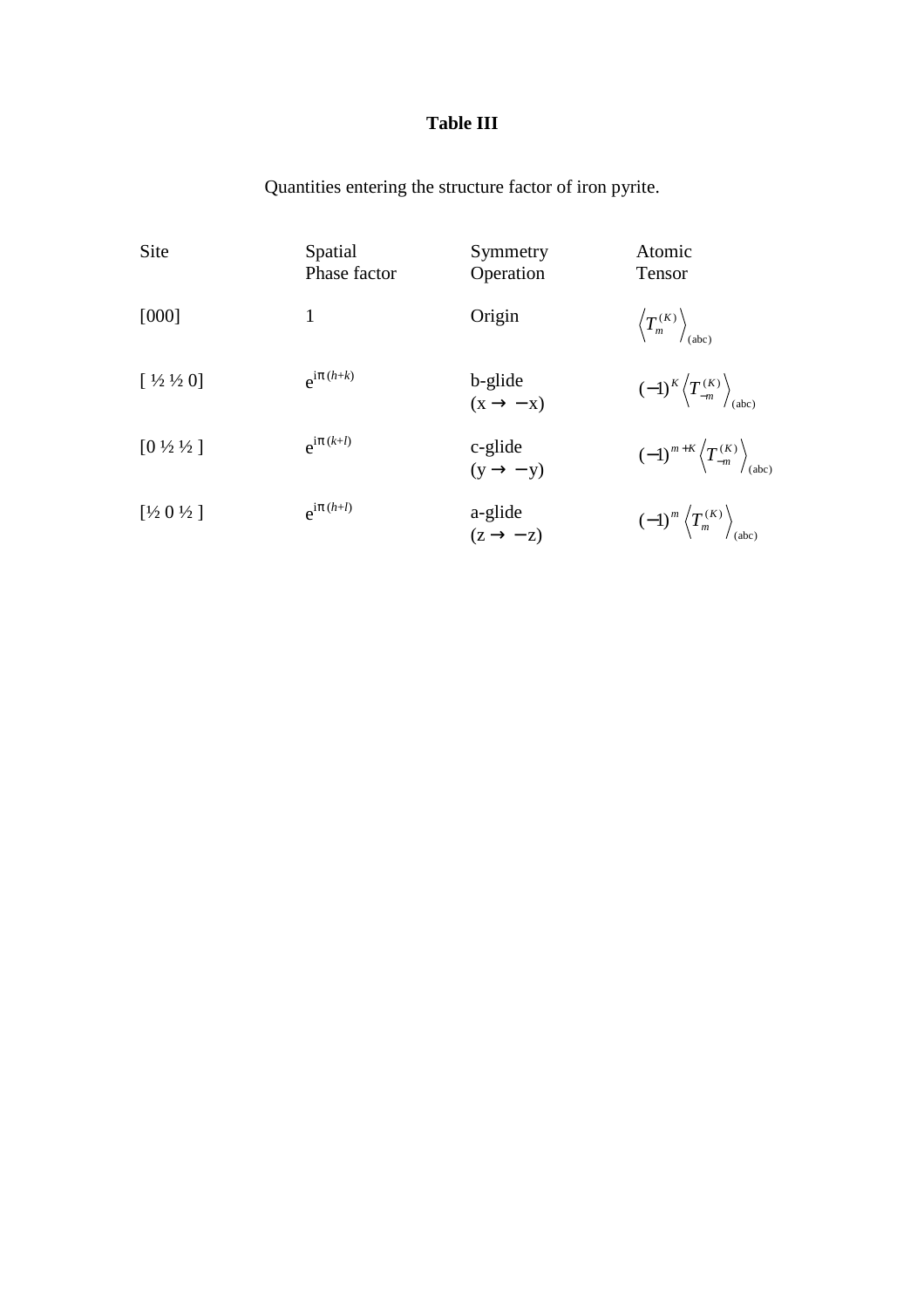**Table III**

Quantities entering the structure factor of iron pyrite.

| Site | Spatial Phase factor | Symmetry Operation | Atomic Tensor |
|---|---|---|---|
| [000] | 1 | Origin | $\left\langle T_{m}^{(K)} \right\rangle_{(\mathrm{abc})}$ |
| [ ½ ½ 0] | $\mathrm{e}^{\mathrm{i}\pi(h+k)}$ | b-glide (x → −x) | $(-1)^{K} \left\langle T_{-m}^{(K)} \right\rangle_{(\mathrm{abc})}$ |
| [0 ½ ½ ] | $\mathrm{e}^{\mathrm{i}\pi(k+l)}$ | c-glide (y → −y) | $(-1)^{m+K} \left\langle T_{-m}^{(K)} \right\rangle_{(\mathrm{abc})}$ |
| [½ 0 ½ ] | $\mathrm{e}^{\mathrm{i}\pi(h+l)}$ | a-glide (z → −z) | $(-1)^{m} \left\langle T_{m}^{(K)} \right\rangle_{(\mathrm{abc})}$ |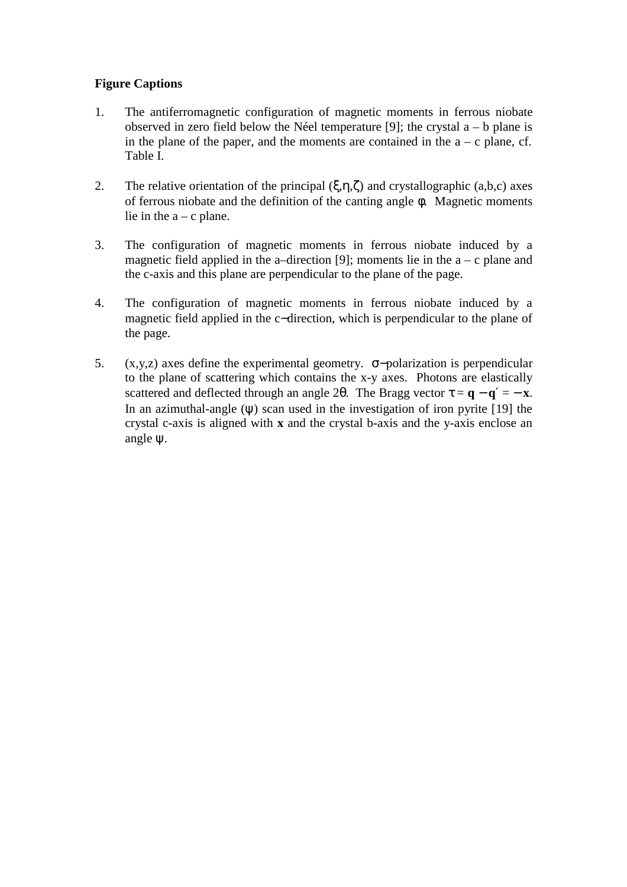**Figure Captions**

1. The antiferromagnetic configuration of magnetic moments in ferrous niobate observed in zero field below the Néel temperature [9]; the crystal a – b plane is in the plane of the paper, and the moments are contained in the a – c plane, cf. Table I.

2. The relative orientation of the principal ($\xi,\eta,\zeta$) and crystallographic (a,b,c) axes of ferrous niobate and the definition of the canting angle $\phi$. Magnetic moments lie in the a – c plane.

3. The configuration of magnetic moments in ferrous niobate induced by a magnetic field applied in the a–direction [9]; moments lie in the a – c plane and the c-axis and this plane are perpendicular to the plane of the page.

4. The configuration of magnetic moments in ferrous niobate induced by a magnetic field applied in the c−direction, which is perpendicular to the plane of the page.

5. (x,y,z) axes define the experimental geometry. $\sigma$−polarization is perpendicular to the plane of scattering which contains the x-y axes. Photons are elastically scattered and deflected through an angle $2\theta$. The Bragg vector $\tau = \mathbf{q} - \mathbf{q}' = -\mathbf{x}$. In an azimuthal-angle ($\psi$) scan used in the investigation of iron pyrite [19] the crystal c-axis is aligned with **x** and the crystal b-axis and the y-axis enclose an angle $\psi$.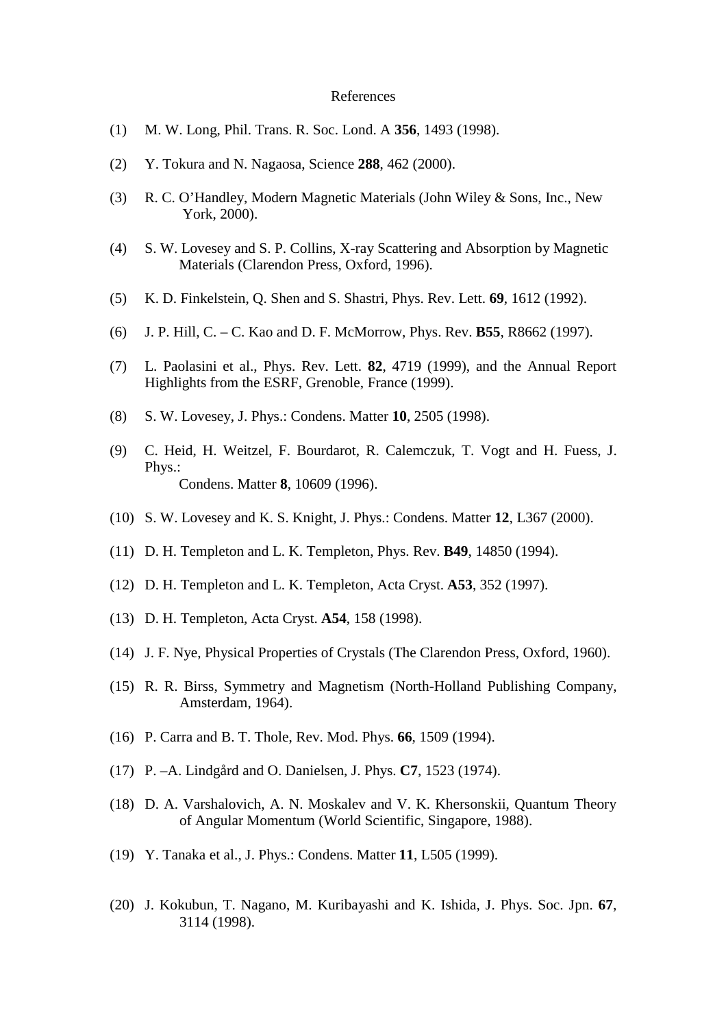# References

(1) M. W. Long, Phil. Trans. R. Soc. Lond. A **356**, 1493 (1998).

(2) Y. Tokura and N. Nagaosa, Science **288**, 462 (2000).

(3) R. C. O'Handley, Modern Magnetic Materials (John Wiley & Sons, Inc., New York, 2000).

(4) S. W. Lovesey and S. P. Collins, X-ray Scattering and Absorption by Magnetic Materials (Clarendon Press, Oxford, 1996).

(5) K. D. Finkelstein, Q. Shen and S. Shastri, Phys. Rev. Lett. **69**, 1612 (1992).

(6) J. P. Hill, C. – C. Kao and D. F. McMorrow, Phys. Rev. **B55**, R8662 (1997).

(7) L. Paolasini et al., Phys. Rev. Lett. **82**, 4719 (1999), and the Annual Report Highlights from the ESRF, Grenoble, France (1999).

(8) S. W. Lovesey, J. Phys.: Condens. Matter **10**, 2505 (1998).

(9) C. Heid, H. Weitzel, F. Bourdarot, R. Calemczuk, T. Vogt and H. Fuess, J. Phys.: Condens. Matter **8**, 10609 (1996).

(10) S. W. Lovesey and K. S. Knight, J. Phys.: Condens. Matter **12**, L367 (2000).

(11) D. H. Templeton and L. K. Templeton, Phys. Rev. **B49**, 14850 (1994).

(12) D. H. Templeton and L. K. Templeton, Acta Cryst. **A53**, 352 (1997).

(13) D. H. Templeton, Acta Cryst. **A54**, 158 (1998).

(14) J. F. Nye, Physical Properties of Crystals (The Clarendon Press, Oxford, 1960).

(15) R. R. Birss, Symmetry and Magnetism (North-Holland Publishing Company, Amsterdam, 1964).

(16) P. Carra and B. T. Thole, Rev. Mod. Phys. **66**, 1509 (1994).

(17) P. –A. Lindgård and O. Danielsen, J. Phys. **C7**, 1523 (1974).

(18) D. A. Varshalovich, A. N. Moskalev and V. K. Khersonskii, Quantum Theory of Angular Momentum (World Scientific, Singapore, 1988).

(19) Y. Tanaka et al., J. Phys.: Condens. Matter **11**, L505 (1999).

(20) J. Kokubun, T. Nagano, M. Kuribayashi and K. Ishida, J. Phys. Soc. Jpn. **67**, 3114 (1998).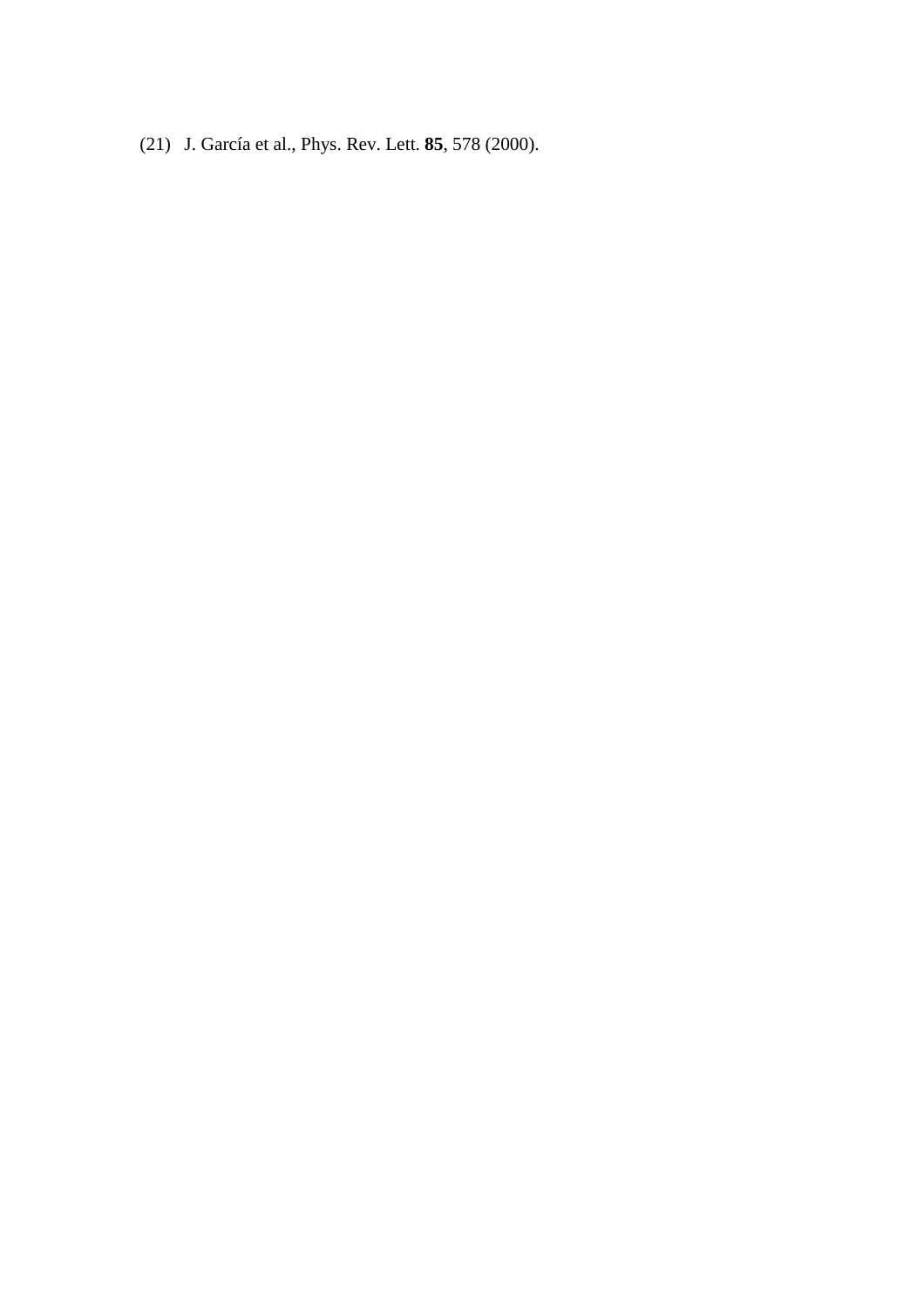(21) J. García et al., Phys. Rev. Lett. **85**, 578 (2000).